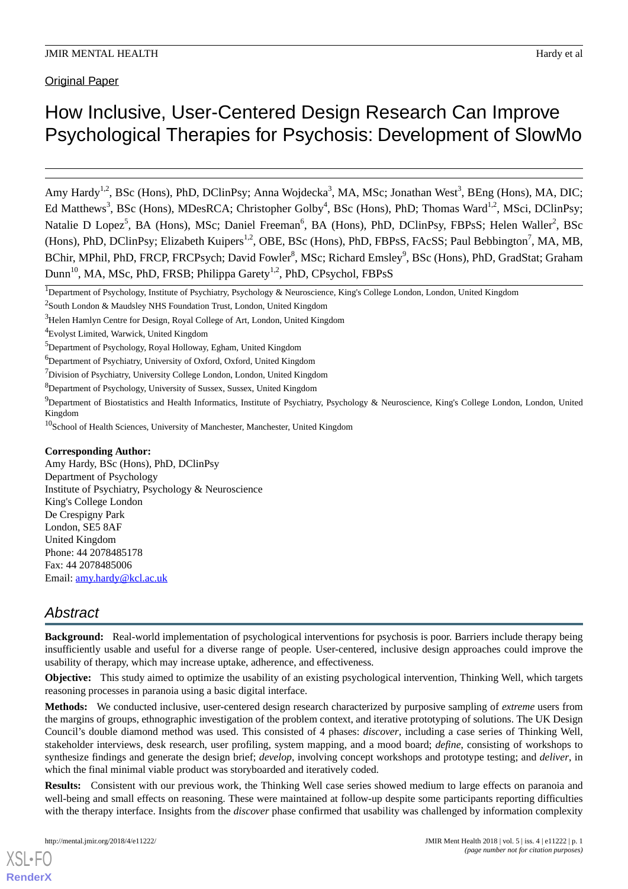Original Paper

# How Inclusive, User-Centered Design Research Can Improve Psychological Therapies for Psychosis: Development of SlowMo

Amy Hardy[1,2], BSc (Hons), PhD, DClinPsy; Anna Wojdecka[3], MA, MSc; Jonathan West[3], BEng (Hons), MA, DIC; Ed Matthews[3], BSc (Hons), MDesRCA; Christopher Golby[4], BSc (Hons), PhD; Thomas Ward[1,2], MSci, DClinPsy; Natalie D Lopez[5], BA (Hons), MSc; Daniel Freeman[6], BA (Hons), PhD, DClinPsy, FBPsS; Helen Waller[2], BSc (Hons), PhD, DClinPsy; Elizabeth Kuipers[1,2], OBE, BSc (Hons), PhD, FBPsS, FAcSS; Paul Bebbington[7], MA, MB, BChir, MPhil, PhD, FRCP, FRCPsych; David Fowler[8], MSc; Richard Emsley[9], BSc (Hons), PhD, GradStat; Graham Dunn[10], MA, MSc, PhD, FRSB; Philippa Garety[1,2], PhD, CPsychol, FBPsS

[1]Department of Psychology, Institute of Psychiatry, Psychology & Neuroscience, King's College London, London, United Kingdom

[2]South London & Maudsley NHS Foundation Trust, London, United Kingdom

[3]Helen Hamlyn Centre for Design, Royal College of Art, London, United Kingdom

[4]Evolyst Limited, Warwick, United Kingdom

[5]Department of Psychology, Royal Holloway, Egham, United Kingdom

[6]Department of Psychiatry, University of Oxford, Oxford, United Kingdom

[7]Division of Psychiatry, University College London, London, United Kingdom

[8]Department of Psychology, University of Sussex, Sussex, United Kingdom

[9]Department of Biostatistics and Health Informatics, Institute of Psychiatry, Psychology & Neuroscience, King's College London, London, United Kingdom

[10]School of Health Sciences, University of Manchester, Manchester, United Kingdom

**Corresponding Author:**
Amy Hardy, BSc (Hons), PhD, DClinPsy
Department of Psychology
Institute of Psychiatry, Psychology & Neuroscience
King's College London
De Crespigny Park
London, SE5 8AF
United Kingdom
Phone: 44 2078485178
Fax: 44 2078485006
Email: amy.hardy@kcl.ac.uk

## Abstract

**Background:** Real-world implementation of psychological interventions for psychosis is poor. Barriers include therapy being insufficiently usable and useful for a diverse range of people. User-centered, inclusive design approaches could improve the usability of therapy, which may increase uptake, adherence, and effectiveness.

**Objective:** This study aimed to optimize the usability of an existing psychological intervention, Thinking Well, which targets reasoning processes in paranoia using a basic digital interface.

**Methods:** We conducted inclusive, user-centered design research characterized by purposive sampling of *extreme* users from the margins of groups, ethnographic investigation of the problem context, and iterative prototyping of solutions. The UK Design Council's double diamond method was used. This consisted of 4 phases: *discover*, including a case series of Thinking Well, stakeholder interviews, desk research, user profiling, system mapping, and a mood board; *define*, consisting of workshops to synthesize findings and generate the design brief; *develop*, involving concept workshops and prototype testing; and *deliver*, in which the final minimal viable product was storyboarded and iteratively coded.

**Results:** Consistent with our previous work, the Thinking Well case series showed medium to large effects on paranoia and well-being and small effects on reasoning. These were maintained at follow-up despite some participants reporting difficulties with the therapy interface. Insights from the *discover* phase confirmed that usability was challenged by information complexity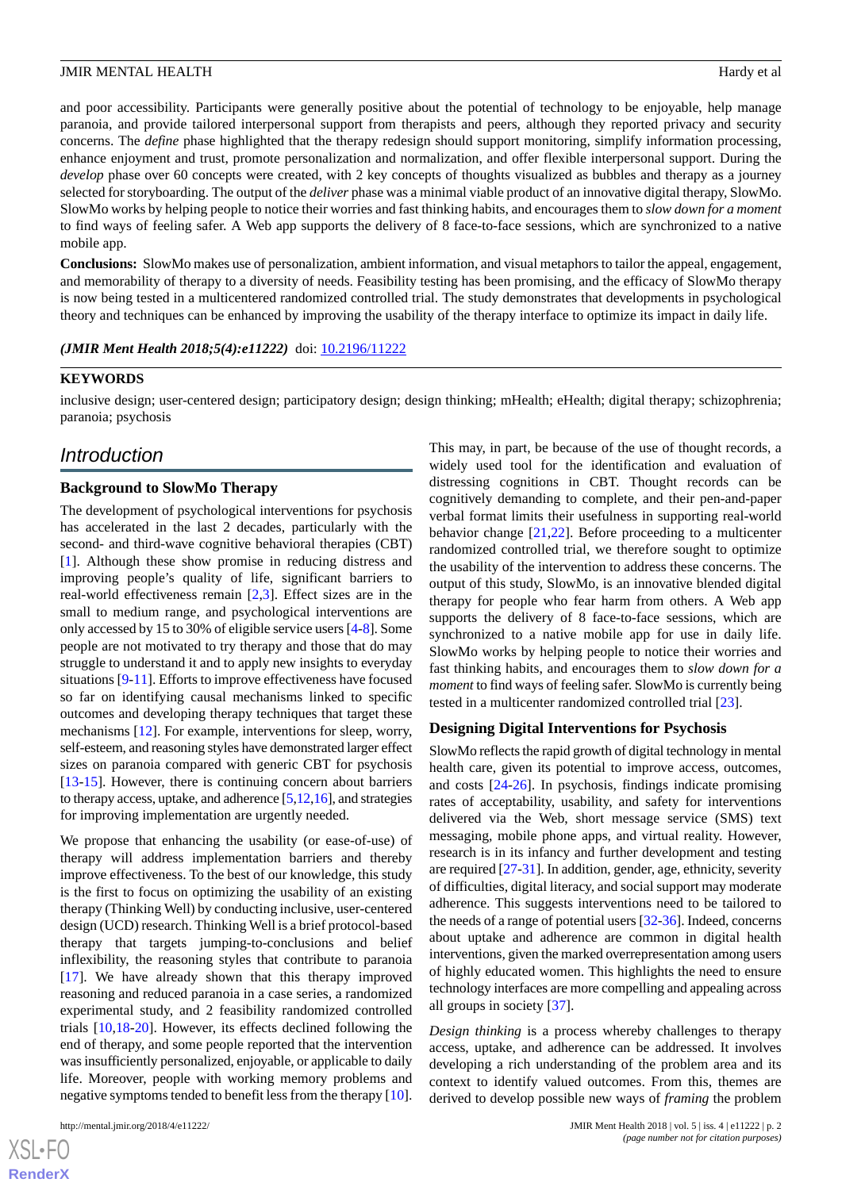and poor accessibility. Participants were generally positive about the potential of technology to be enjoyable, help manage paranoia, and provide tailored interpersonal support from therapists and peers, although they reported privacy and security concerns. The *define* phase highlighted that the therapy redesign should support monitoring, simplify information processing, enhance enjoyment and trust, promote personalization and normalization, and offer flexible interpersonal support. During the *develop* phase over 60 concepts were created, with 2 key concepts of thoughts visualized as bubbles and therapy as a journey selected for storyboarding. The output of the *deliver* phase was a minimal viable product of an innovative digital therapy, SlowMo. SlowMo works by helping people to notice their worries and fast thinking habits, and encourages them to *slow down for a moment* to find ways of feeling safer. A Web app supports the delivery of 8 face-to-face sessions, which are synchronized to a native mobile app.

**Conclusions:** SlowMo makes use of personalization, ambient information, and visual metaphors to tailor the appeal, engagement, and memorability of therapy to a diversity of needs. Feasibility testing has been promising, and the efficacy of SlowMo therapy is now being tested in a multicentered randomized controlled trial. The study demonstrates that developments in psychological theory and techniques can be enhanced by improving the usability of the therapy interface to optimize its impact in daily life.

***(JMIR Ment Health 2018;5(4):e11222)*** doi: 10.2196/11222

**KEYWORDS**

inclusive design; user-centered design; participatory design; design thinking; mHealth; eHealth; digital therapy; schizophrenia; paranoia; psychosis

## Introduction

### Background to SlowMo Therapy

The development of psychological interventions for psychosis has accelerated in the last 2 decades, particularly with the second- and third-wave cognitive behavioral therapies (CBT) [1]. Although these show promise in reducing distress and improving people's quality of life, significant barriers to real-world effectiveness remain [2,3]. Effect sizes are in the small to medium range, and psychological interventions are only accessed by 15 to 30% of eligible service users [4-8]. Some people are not motivated to try therapy and those that do may struggle to understand it and to apply new insights to everyday situations [9-11]. Efforts to improve effectiveness have focused so far on identifying causal mechanisms linked to specific outcomes and developing therapy techniques that target these mechanisms [12]. For example, interventions for sleep, worry, self-esteem, and reasoning styles have demonstrated larger effect sizes on paranoia compared with generic CBT for psychosis [13-15]. However, there is continuing concern about barriers to therapy access, uptake, and adherence [5,12,16], and strategies for improving implementation are urgently needed.

We propose that enhancing the usability (or ease-of-use) of therapy will address implementation barriers and thereby improve effectiveness. To the best of our knowledge, this study is the first to focus on optimizing the usability of an existing therapy (Thinking Well) by conducting inclusive, user-centered design (UCD) research. Thinking Well is a brief protocol-based therapy that targets jumping-to-conclusions and belief inflexibility, the reasoning styles that contribute to paranoia [17]. We have already shown that this therapy improved reasoning and reduced paranoia in a case series, a randomized experimental study, and 2 feasibility randomized controlled trials [10,18-20]. However, its effects declined following the end of therapy, and some people reported that the intervention was insufficiently personalized, enjoyable, or applicable to daily life. Moreover, people with working memory problems and negative symptoms tended to benefit less from the therapy [10]. This may, in part, be because of the use of thought records, a widely used tool for the identification and evaluation of distressing cognitions in CBT. Thought records can be cognitively demanding to complete, and their pen-and-paper verbal format limits their usefulness in supporting real-world behavior change [21,22]. Before proceeding to a multicenter randomized controlled trial, we therefore sought to optimize the usability of the intervention to address these concerns. The output of this study, SlowMo, is an innovative blended digital therapy for people who fear harm from others. A Web app supports the delivery of 8 face-to-face sessions, which are synchronized to a native mobile app for use in daily life. SlowMo works by helping people to notice their worries and fast thinking habits, and encourages them to *slow down for a moment* to find ways of feeling safer. SlowMo is currently being tested in a multicenter randomized controlled trial [23].

### Designing Digital Interventions for Psychosis

SlowMo reflects the rapid growth of digital technology in mental health care, given its potential to improve access, outcomes, and costs [24-26]. In psychosis, findings indicate promising rates of acceptability, usability, and safety for interventions delivered via the Web, short message service (SMS) text messaging, mobile phone apps, and virtual reality. However, research is in its infancy and further development and testing are required [27-31]. In addition, gender, age, ethnicity, severity of difficulties, digital literacy, and social support may moderate adherence. This suggests interventions need to be tailored to the needs of a range of potential users [32-36]. Indeed, concerns about uptake and adherence are common in digital health interventions, given the marked overrepresentation among users of highly educated women. This highlights the need to ensure technology interfaces are more compelling and appealing across all groups in society [37].

*Design thinking* is a process whereby challenges to therapy access, uptake, and adherence can be addressed. It involves developing a rich understanding of the problem area and its context to identify valued outcomes. From this, themes are derived to develop possible new ways of *framing* the problem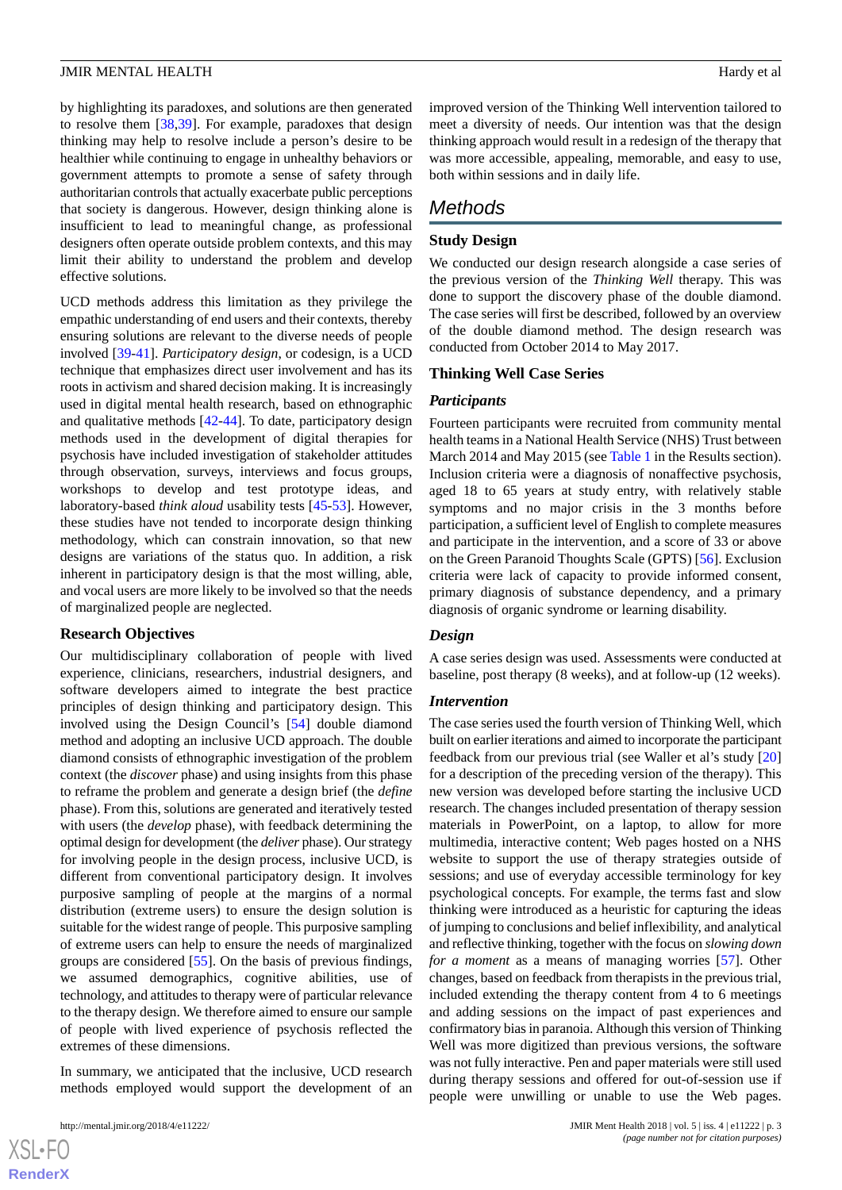by highlighting its paradoxes, and solutions are then generated to resolve them [38,39]. For example, paradoxes that design thinking may help to resolve include a person's desire to be healthier while continuing to engage in unhealthy behaviors or government attempts to promote a sense of safety through authoritarian controls that actually exacerbate public perceptions that society is dangerous. However, design thinking alone is insufficient to lead to meaningful change, as professional designers often operate outside problem contexts, and this may limit their ability to understand the problem and develop effective solutions.

UCD methods address this limitation as they privilege the empathic understanding of end users and their contexts, thereby ensuring solutions are relevant to the diverse needs of people involved [39-41]. *Participatory design*, or codesign, is a UCD technique that emphasizes direct user involvement and has its roots in activism and shared decision making. It is increasingly used in digital mental health research, based on ethnographic and qualitative methods [42-44]. To date, participatory design methods used in the development of digital therapies for psychosis have included investigation of stakeholder attitudes through observation, surveys, interviews and focus groups, workshops to develop and test prototype ideas, and laboratory-based *think aloud* usability tests [45-53]. However, these studies have not tended to incorporate design thinking methodology, which can constrain innovation, so that new designs are variations of the status quo. In addition, a risk inherent in participatory design is that the most willing, able, and vocal users are more likely to be involved so that the needs of marginalized people are neglected.

### Research Objectives

Our multidisciplinary collaboration of people with lived experience, clinicians, researchers, industrial designers, and software developers aimed to integrate the best practice principles of design thinking and participatory design. This involved using the Design Council's [54] double diamond method and adopting an inclusive UCD approach. The double diamond consists of ethnographic investigation of the problem context (the *discover* phase) and using insights from this phase to reframe the problem and generate a design brief (the *define* phase). From this, solutions are generated and iteratively tested with users (the *develop* phase), with feedback determining the optimal design for development (the *deliver* phase). Our strategy for involving people in the design process, inclusive UCD, is different from conventional participatory design. It involves purposive sampling of people at the margins of a normal distribution (extreme users) to ensure the design solution is suitable for the widest range of people. This purposive sampling of extreme users can help to ensure the needs of marginalized groups are considered [55]. On the basis of previous findings, we assumed demographics, cognitive abilities, use of technology, and attitudes to therapy were of particular relevance to the therapy design. We therefore aimed to ensure our sample of people with lived experience of psychosis reflected the extremes of these dimensions.

In summary, we anticipated that the inclusive, UCD research methods employed would support the development of an improved version of the Thinking Well intervention tailored to meet a diversity of needs. Our intention was that the design thinking approach would result in a redesign of the therapy that was more accessible, appealing, memorable, and easy to use, both within sessions and in daily life.

## Methods

### Study Design

We conducted our design research alongside a case series of the previous version of the *Thinking Well* therapy. This was done to support the discovery phase of the double diamond. The case series will first be described, followed by an overview of the double diamond method. The design research was conducted from October 2014 to May 2017.

### Thinking Well Case Series

#### Participants

Fourteen participants were recruited from community mental health teams in a National Health Service (NHS) Trust between March 2014 and May 2015 (see Table 1 in the Results section). Inclusion criteria were a diagnosis of nonaffective psychosis, aged 18 to 65 years at study entry, with relatively stable symptoms and no major crisis in the 3 months before participation, a sufficient level of English to complete measures and participate in the intervention, and a score of 33 or above on the Green Paranoid Thoughts Scale (GPTS) [56]. Exclusion criteria were lack of capacity to provide informed consent, primary diagnosis of substance dependency, and a primary diagnosis of organic syndrome or learning disability.

#### Design

A case series design was used. Assessments were conducted at baseline, post therapy (8 weeks), and at follow-up (12 weeks).

#### Intervention

The case series used the fourth version of Thinking Well, which built on earlier iterations and aimed to incorporate the participant feedback from our previous trial (see Waller et al's study [20] for a description of the preceding version of the therapy). This new version was developed before starting the inclusive UCD research. The changes included presentation of therapy session materials in PowerPoint, on a laptop, to allow for more multimedia, interactive content; Web pages hosted on a NHS website to support the use of therapy strategies outside of sessions; and use of everyday accessible terminology for key psychological concepts. For example, the terms fast and slow thinking were introduced as a heuristic for capturing the ideas of jumping to conclusions and belief inflexibility, and analytical and reflective thinking, together with the focus on *slowing down for a moment* as a means of managing worries [57]. Other changes, based on feedback from therapists in the previous trial, included extending the therapy content from 4 to 6 meetings and adding sessions on the impact of past experiences and confirmatory bias in paranoia. Although this version of Thinking Well was more digitized than previous versions, the software was not fully interactive. Pen and paper materials were still used during therapy sessions and offered for out-of-session use if people were unwilling or unable to use the Web pages.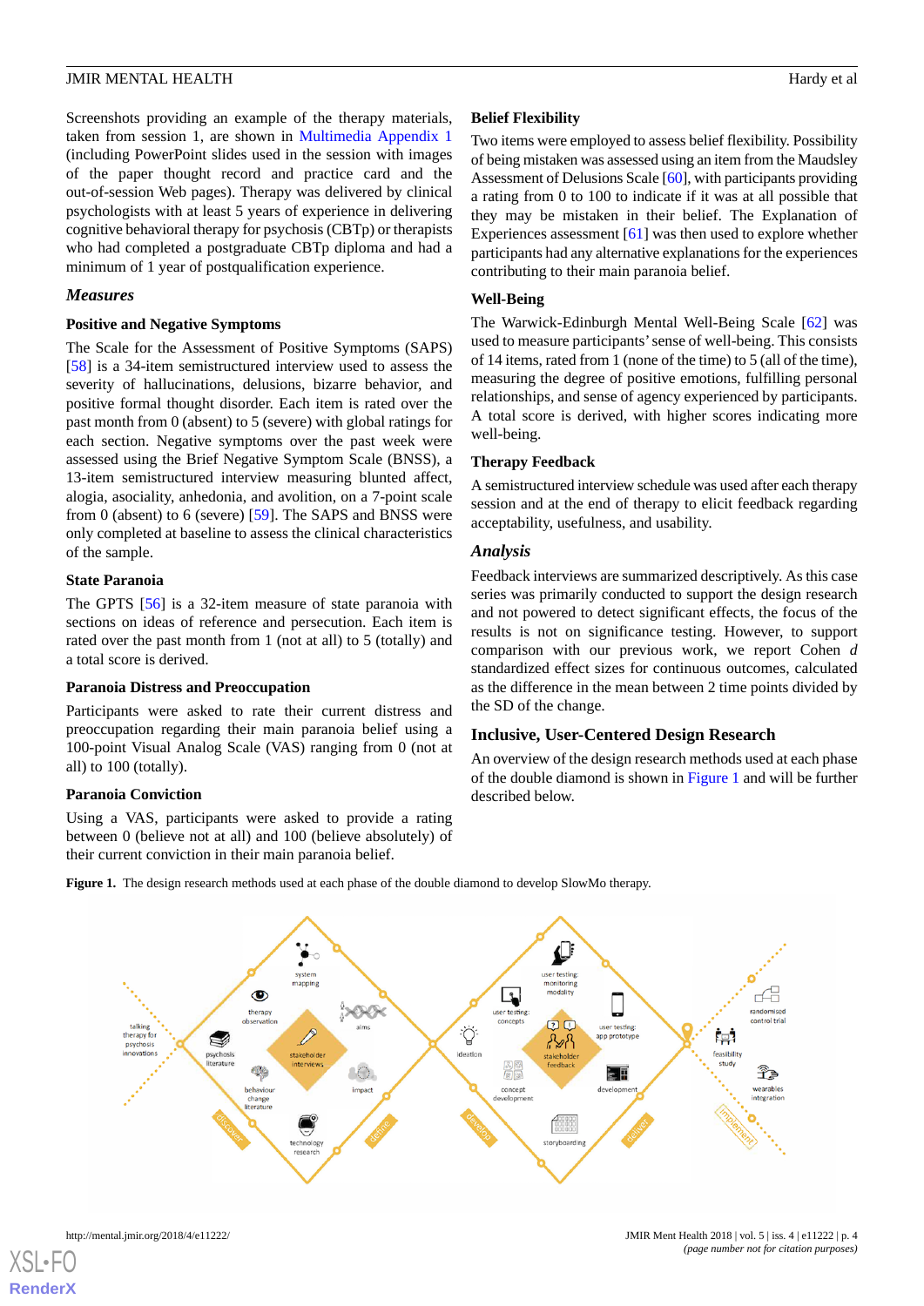Screenshots providing an example of the therapy materials, taken from session 1, are shown in Multimedia Appendix 1 (including PowerPoint slides used in the session with images of the paper thought record and practice card and the out-of-session Web pages). Therapy was delivered by clinical psychologists with at least 5 years of experience in delivering cognitive behavioral therapy for psychosis (CBTp) or therapists who had completed a postgraduate CBTp diploma and had a minimum of 1 year of postqualification experience.

## *Measures*

### Positive and Negative Symptoms

The Scale for the Assessment of Positive Symptoms (SAPS) [58] is a 34-item semistructured interview used to assess the severity of hallucinations, delusions, bizarre behavior, and positive formal thought disorder. Each item is rated over the past month from 0 (absent) to 5 (severe) with global ratings for each section. Negative symptoms over the past week were assessed using the Brief Negative Symptom Scale (BNSS), a 13-item semistructured interview measuring blunted affect, alogia, asociality, anhedonia, and avolition, on a 7-point scale from 0 (absent) to 6 (severe) [59]. The SAPS and BNSS were only completed at baseline to assess the clinical characteristics of the sample.

### State Paranoia

The GPTS [56] is a 32-item measure of state paranoia with sections on ideas of reference and persecution. Each item is rated over the past month from 1 (not at all) to 5 (totally) and a total score is derived.

### Paranoia Distress and Preoccupation

Participants were asked to rate their current distress and preoccupation regarding their main paranoia belief using a 100-point Visual Analog Scale (VAS) ranging from 0 (not at all) to 100 (totally).

### Paranoia Conviction

Using a VAS, participants were asked to provide a rating between 0 (believe not at all) and 100 (believe absolutely) of their current conviction in their main paranoia belief.

### Belief Flexibility

Two items were employed to assess belief flexibility. Possibility of being mistaken was assessed using an item from the Maudsley Assessment of Delusions Scale [60], with participants providing a rating from 0 to 100 to indicate if it was at all possible that they may be mistaken in their belief. The Explanation of Experiences assessment [61] was then used to explore whether participants had any alternative explanations for the experiences contributing to their main paranoia belief.

### Well-Being

The Warwick-Edinburgh Mental Well-Being Scale [62] was used to measure participants' sense of well-being. This consists of 14 items, rated from 1 (none of the time) to 5 (all of the time), measuring the degree of positive emotions, fulfilling personal relationships, and sense of agency experienced by participants. A total score is derived, with higher scores indicating more well-being.

### Therapy Feedback

A semistructured interview schedule was used after each therapy session and at the end of therapy to elicit feedback regarding acceptability, usefulness, and usability.

## *Analysis*

Feedback interviews are summarized descriptively. As this case series was primarily conducted to support the design research and not powered to detect significant effects, the focus of the results is not on significance testing. However, to support comparison with our previous work, we report Cohen *d* standardized effect sizes for continuous outcomes, calculated as the difference in the mean between 2 time points divided by the SD of the change.

## Inclusive, User-Centered Design Research

An overview of the design research methods used at each phase of the double diamond is shown in Figure 1 and will be further described below.

**Figure 1.** The design research methods used at each phase of the double diamond to develop SlowMo therapy.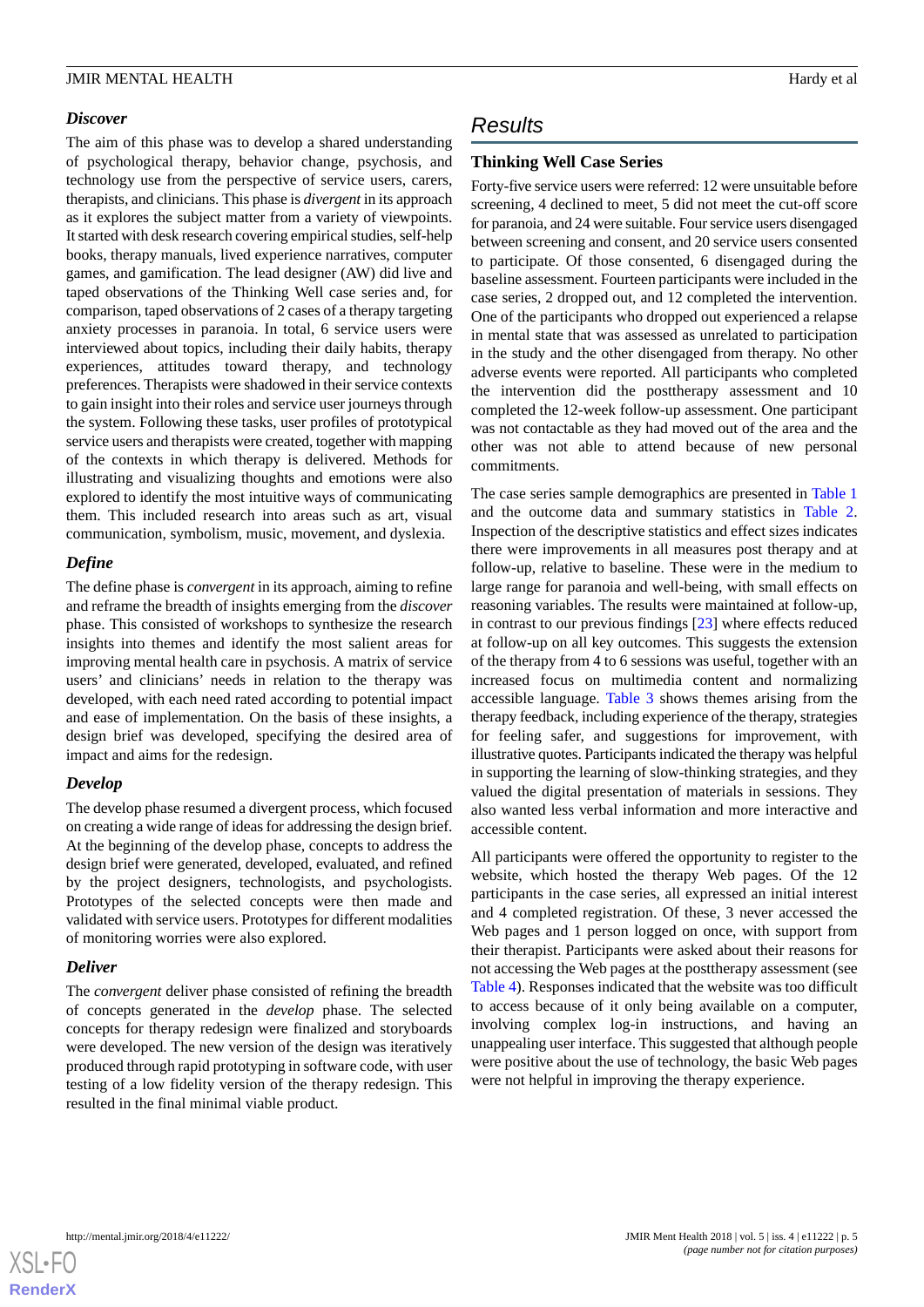### Discover

The aim of this phase was to develop a shared understanding of psychological therapy, behavior change, psychosis, and technology use from the perspective of service users, carers, therapists, and clinicians. This phase is *divergent* in its approach as it explores the subject matter from a variety of viewpoints. It started with desk research covering empirical studies, self-help books, therapy manuals, lived experience narratives, computer games, and gamification. The lead designer (AW) did live and taped observations of the Thinking Well case series and, for comparison, taped observations of 2 cases of a therapy targeting anxiety processes in paranoia. In total, 6 service users were interviewed about topics, including their daily habits, therapy experiences, attitudes toward therapy, and technology preferences. Therapists were shadowed in their service contexts to gain insight into their roles and service user journeys through the system. Following these tasks, user profiles of prototypical service users and therapists were created, together with mapping of the contexts in which therapy is delivered. Methods for illustrating and visualizing thoughts and emotions were also explored to identify the most intuitive ways of communicating them. This included research into areas such as art, visual communication, symbolism, music, movement, and dyslexia.

### Define

The define phase is *convergent* in its approach, aiming to refine and reframe the breadth of insights emerging from the *discover* phase. This consisted of workshops to synthesize the research insights into themes and identify the most salient areas for improving mental health care in psychosis. A matrix of service users' and clinicians' needs in relation to the therapy was developed, with each need rated according to potential impact and ease of implementation. On the basis of these insights, a design brief was developed, specifying the desired area of impact and aims for the redesign.

### Develop

The develop phase resumed a divergent process, which focused on creating a wide range of ideas for addressing the design brief. At the beginning of the develop phase, concepts to address the design brief were generated, developed, evaluated, and refined by the project designers, technologists, and psychologists. Prototypes of the selected concepts were then made and validated with service users. Prototypes for different modalities of monitoring worries were also explored.

### Deliver

The *convergent* deliver phase consisted of refining the breadth of concepts generated in the *develop* phase. The selected concepts for therapy redesign were finalized and storyboards were developed. The new version of the design was iteratively produced through rapid prototyping in software code, with user testing of a low fidelity version of the therapy redesign. This resulted in the final minimal viable product.

## Results

### Thinking Well Case Series

Forty-five service users were referred: 12 were unsuitable before screening, 4 declined to meet, 5 did not meet the cut-off score for paranoia, and 24 were suitable. Four service users disengaged between screening and consent, and 20 service users consented to participate. Of those consented, 6 disengaged during the baseline assessment. Fourteen participants were included in the case series, 2 dropped out, and 12 completed the intervention. One of the participants who dropped out experienced a relapse in mental state that was assessed as unrelated to participation in the study and the other disengaged from therapy. No other adverse events were reported. All participants who completed the intervention did the posttherapy assessment and 10 completed the 12-week follow-up assessment. One participant was not contactable as they had moved out of the area and the other was not able to attend because of new personal commitments.

The case series sample demographics are presented in Table 1 and the outcome data and summary statistics in Table 2. Inspection of the descriptive statistics and effect sizes indicates there were improvements in all measures post therapy and at follow-up, relative to baseline. These were in the medium to large range for paranoia and well-being, with small effects on reasoning variables. The results were maintained at follow-up, in contrast to our previous findings [23] where effects reduced at follow-up on all key outcomes. This suggests the extension of the therapy from 4 to 6 sessions was useful, together with an increased focus on multimedia content and normalizing accessible language. Table 3 shows themes arising from the therapy feedback, including experience of the therapy, strategies for feeling safer, and suggestions for improvement, with illustrative quotes. Participants indicated the therapy was helpful in supporting the learning of slow-thinking strategies, and they valued the digital presentation of materials in sessions. They also wanted less verbal information and more interactive and accessible content.

All participants were offered the opportunity to register to the website, which hosted the therapy Web pages. Of the 12 participants in the case series, all expressed an initial interest and 4 completed registration. Of these, 3 never accessed the Web pages and 1 person logged on once, with support from their therapist. Participants were asked about their reasons for not accessing the Web pages at the posttherapy assessment (see Table 4). Responses indicated that the website was too difficult to access because of it only being available on a computer, involving complex log-in instructions, and having an unappealing user interface. This suggested that although people were positive about the use of technology, the basic Web pages were not helpful in improving the therapy experience.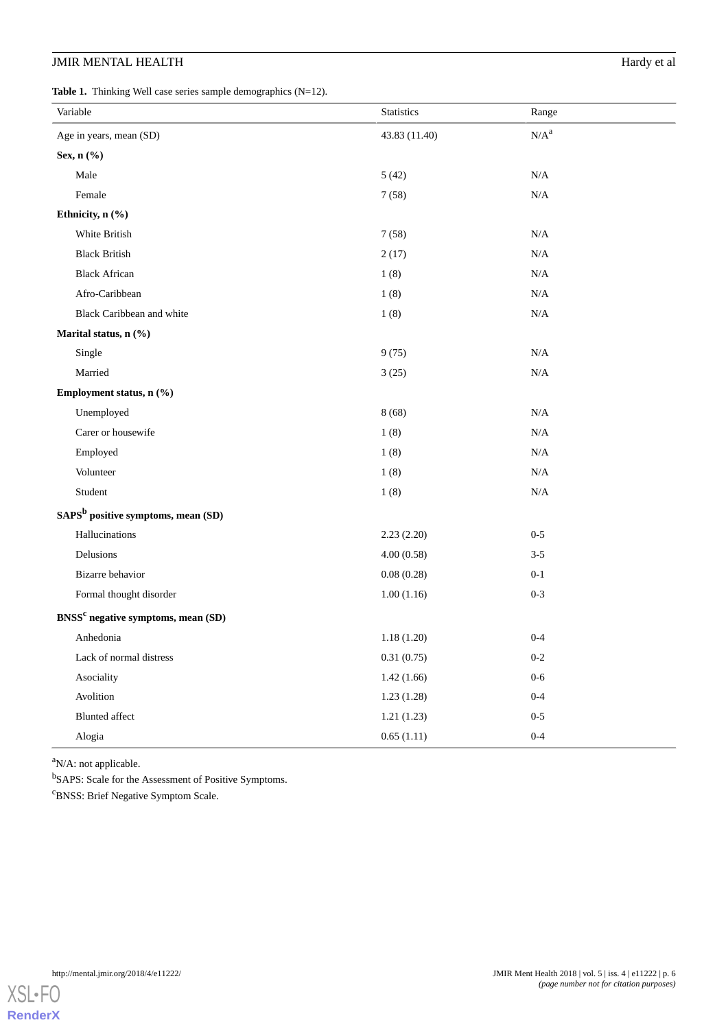**Table 1.** Thinking Well case series sample demographics (N=12).

| Variable | Statistics | Range |
|---|---|---|
| Age in years, mean (SD) | 43.83 (11.40) | N/A[a] |
| **Sex, n (%)** | | |
| Male | 5 (42) | N/A |
| Female | 7 (58) | N/A |
| **Ethnicity, n (%)** | | |
| White British | 7 (58) | N/A |
| Black British | 2 (17) | N/A |
| Black African | 1 (8) | N/A |
| Afro-Caribbean | 1 (8) | N/A |
| Black Caribbean and white | 1 (8) | N/A |
| **Marital status, n (%)** | | |
| Single | 9 (75) | N/A |
| Married | 3 (25) | N/A |
| **Employment status, n (%)** | | |
| Unemployed | 8 (68) | N/A |
| Carer or housewife | 1 (8) | N/A |
| Employed | 1 (8) | N/A |
| Volunteer | 1 (8) | N/A |
| Student | 1 (8) | N/A |
| **SAPS[b] positive symptoms, mean (SD)** | | |
| Hallucinations | 2.23 (2.20) | 0-5 |
| Delusions | 4.00 (0.58) | 3-5 |
| Bizarre behavior | 0.08 (0.28) | 0-1 |
| Formal thought disorder | 1.00 (1.16) | 0-3 |
| **BNSS[c] negative symptoms, mean (SD)** | | |
| Anhedonia | 1.18 (1.20) | 0-4 |
| Lack of normal distress | 0.31 (0.75) | 0-2 |
| Asociality | 1.42 (1.66) | 0-6 |
| Avolition | 1.23 (1.28) | 0-4 |
| Blunted affect | 1.21 (1.23) | 0-5 |
| Alogia | 0.65 (1.11) | 0-4 |

[a]N/A: not applicable.

[b]SAPS: Scale for the Assessment of Positive Symptoms.

[c]BNSS: Brief Negative Symptom Scale.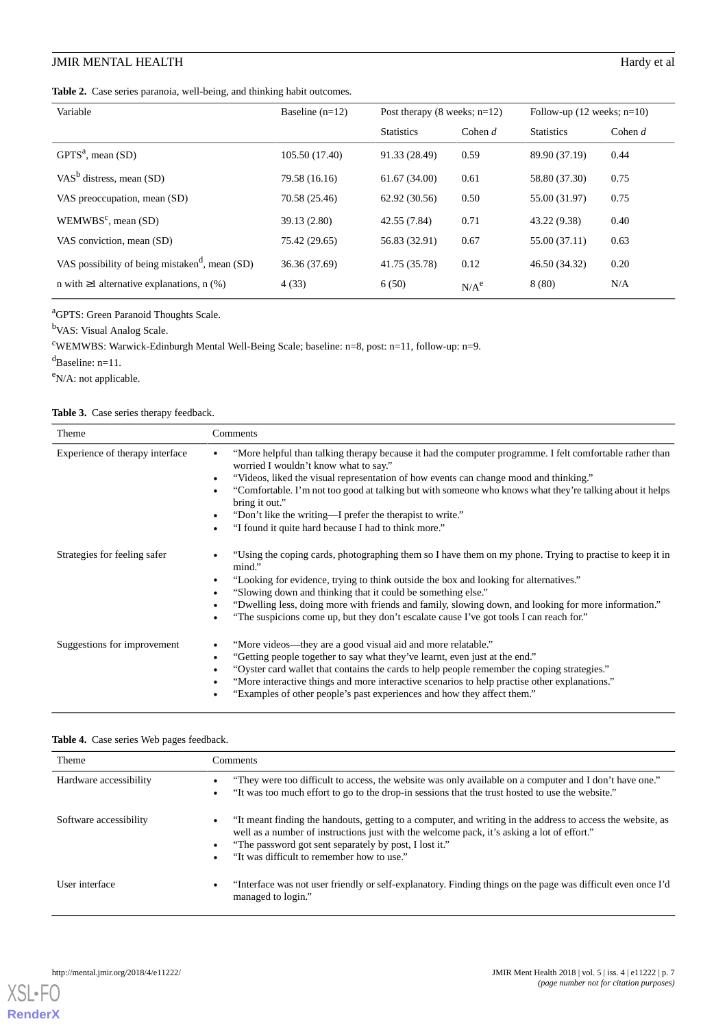**Table 2.** Case series paranoia, well-being, and thinking habit outcomes.

| Variable | Baseline (n=12) | Post therapy (8 weeks; n=12) | | Follow-up (12 weeks; n=10) | |
|---|---|---|---|---|---|
| | | Statistics | Cohen *d* | Statistics | Cohen *d* |
| GPTS[a], mean (SD) | 105.50 (17.40) | 91.33 (28.49) | 0.59 | 89.90 (37.19) | 0.44 |
| VAS[b] distress, mean (SD) | 79.58 (16.16) | 61.67 (34.00) | 0.61 | 58.80 (37.30) | 0.75 |
| VAS preoccupation, mean (SD) | 70.58 (25.46) | 62.92 (30.56) | 0.50 | 55.00 (31.97) | 0.75 |
| WEMWBS[c], mean (SD) | 39.13 (2.80) | 42.55 (7.84) | 0.71 | 43.22 (9.38) | 0.40 |
| VAS conviction, mean (SD) | 75.42 (29.65) | 56.83 (32.91) | 0.67 | 55.00 (37.11) | 0.63 |
| VAS possibility of being mistaken[d], mean (SD) | 36.36 (37.69) | 41.75 (35.78) | 0.12 | 46.50 (34.32) | 0.20 |
| n with ≥1 alternative explanations, n (%) | 4 (33) | 6 (50) | N/A[e] | 8 (80) | N/A |

[a]GPTS: Green Paranoid Thoughts Scale.

[b]VAS: Visual Analog Scale.

[c]WEMWBS: Warwick-Edinburgh Mental Well-Being Scale; baseline: n=8, post: n=11, follow-up: n=9.

[d]Baseline: n=11.

[e]N/A: not applicable.

**Table 3.** Case series therapy feedback.

| Theme | Comments |
|---|---|
| Experience of therapy interface | • "More helpful than talking therapy because it had the computer programme. I felt comfortable rather than worried I wouldn't know what to say." • "Videos, liked the visual representation of how events can change mood and thinking." • "Comfortable. I'm not too good at talking but with someone who knows what they're talking about it helps bring it out." • "Don't like the writing—I prefer the therapist to write." • "I found it quite hard because I had to think more." |
| Strategies for feeling safer | • "Using the coping cards, photographing them so I have them on my phone. Trying to practise to keep it in mind." • "Looking for evidence, trying to think outside the box and looking for alternatives." • "Slowing down and thinking that it could be something else." • "Dwelling less, doing more with friends and family, slowing down, and looking for more information." • "The suspicions come up, but they don't escalate cause I've got tools I can reach for." |
| Suggestions for improvement | • "More videos—they are a good visual aid and more relatable." • "Getting people together to say what they've learnt, even just at the end." • "Oyster card wallet that contains the cards to help people remember the coping strategies." • "More interactive things and more interactive scenarios to help practise other explanations." • "Examples of other people's past experiences and how they affect them." |

**Table 4.** Case series Web pages feedback.

| Theme | Comments |
|---|---|
| Hardware accessibility | • "They were too difficult to access, the website was only available on a computer and I don't have one." • "It was too much effort to go to the drop-in sessions that the trust hosted to use the website." |
| Software accessibility | • "It meant finding the handouts, getting to a computer, and writing in the address to access the website, as well as a number of instructions just with the welcome pack, it's asking a lot of effort." • "The password got sent separately by post, I lost it." • "It was difficult to remember how to use." |
| User interface | • "Interface was not user friendly or self-explanatory. Finding things on the page was difficult even once I'd managed to login." |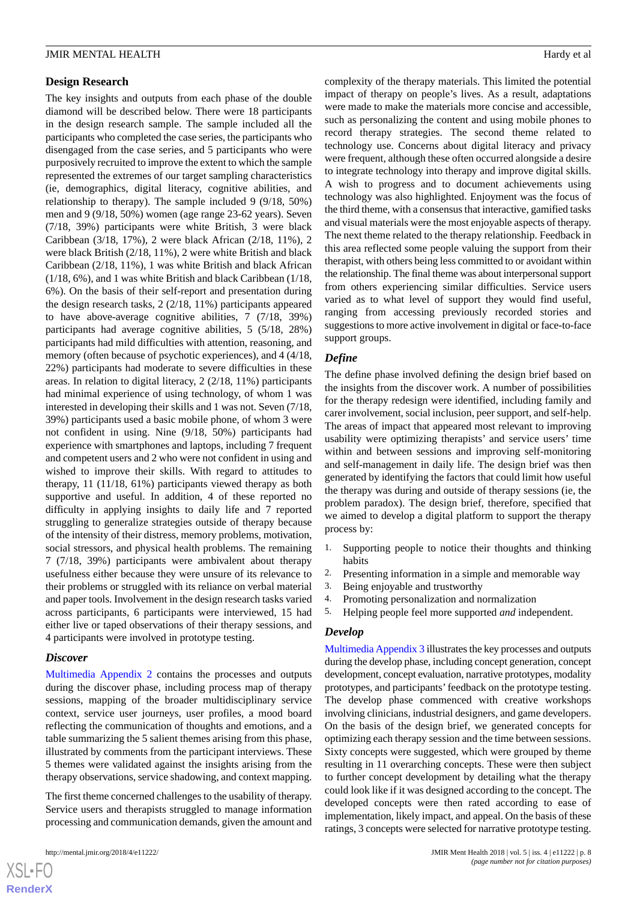### Design Research

The key insights and outputs from each phase of the double diamond will be described below. There were 18 participants in the design research sample. The sample included all the participants who completed the case series, the participants who disengaged from the case series, and 5 participants who were purposively recruited to improve the extent to which the sample represented the extremes of our target sampling characteristics (ie, demographics, digital literacy, cognitive abilities, and relationship to therapy). The sample included 9 (9/18, 50%) men and 9 (9/18, 50%) women (age range 23-62 years). Seven (7/18, 39%) participants were white British, 3 were black Caribbean (3/18, 17%), 2 were black African (2/18, 11%), 2 were black British (2/18, 11%), 2 were white British and black Caribbean (2/18, 11%), 1 was white British and black African (1/18, 6%), and 1 was white British and black Caribbean (1/18, 6%). On the basis of their self-report and presentation during the design research tasks, 2 (2/18, 11%) participants appeared to have above-average cognitive abilities, 7 (7/18, 39%) participants had average cognitive abilities, 5 (5/18, 28%) participants had mild difficulties with attention, reasoning, and memory (often because of psychotic experiences), and 4 (4/18, 22%) participants had moderate to severe difficulties in these areas. In relation to digital literacy, 2 (2/18, 11%) participants had minimal experience of using technology, of whom 1 was interested in developing their skills and 1 was not. Seven (7/18, 39%) participants used a basic mobile phone, of whom 3 were not confident in using. Nine (9/18, 50%) participants had experience with smartphones and laptops, including 7 frequent and competent users and 2 who were not confident in using and wished to improve their skills. With regard to attitudes to therapy, 11 (11/18, 61%) participants viewed therapy as both supportive and useful. In addition, 4 of these reported no difficulty in applying insights to daily life and 7 reported struggling to generalize strategies outside of therapy because of the intensity of their distress, memory problems, motivation, social stressors, and physical health problems. The remaining 7 (7/18, 39%) participants were ambivalent about therapy usefulness either because they were unsure of its relevance to their problems or struggled with its reliance on verbal material and paper tools. Involvement in the design research tasks varied across participants, 6 participants were interviewed, 15 had either live or taped observations of their therapy sessions, and 4 participants were involved in prototype testing.

#### *Discover*

Multimedia Appendix 2 contains the processes and outputs during the discover phase, including process map of therapy sessions, mapping of the broader multidisciplinary service context, service user journeys, user profiles, a mood board reflecting the communication of thoughts and emotions, and a table summarizing the 5 salient themes arising from this phase, illustrated by comments from the participant interviews. These 5 themes were validated against the insights arising from the therapy observations, service shadowing, and context mapping.

The first theme concerned challenges to the usability of therapy. Service users and therapists struggled to manage information processing and communication demands, given the amount and complexity of the therapy materials. This limited the potential impact of therapy on people's lives. As a result, adaptations were made to make the materials more concise and accessible, such as personalizing the content and using mobile phones to record therapy strategies. The second theme related to technology use. Concerns about digital literacy and privacy were frequent, although these often occurred alongside a desire to integrate technology into therapy and improve digital skills. A wish to progress and to document achievements using technology was also highlighted. Enjoyment was the focus of the third theme, with a consensus that interactive, gamified tasks and visual materials were the most enjoyable aspects of therapy. The next theme related to the therapy relationship. Feedback in this area reflected some people valuing the support from their therapist, with others being less committed to or avoidant within the relationship. The final theme was about interpersonal support from others experiencing similar difficulties. Service users varied as to what level of support they would find useful, ranging from accessing previously recorded stories and suggestions to more active involvement in digital or face-to-face support groups.

#### *Define*

The define phase involved defining the design brief based on the insights from the discover work. A number of possibilities for the therapy redesign were identified, including family and carer involvement, social inclusion, peer support, and self-help. The areas of impact that appeared most relevant to improving usability were optimizing therapists' and service users' time within and between sessions and improving self-monitoring and self-management in daily life. The design brief was then generated by identifying the factors that could limit how useful the therapy was during and outside of therapy sessions (ie, the problem paradox). The design brief, therefore, specified that we aimed to develop a digital platform to support the therapy process by:

1. Supporting people to notice their thoughts and thinking habits
2. Presenting information in a simple and memorable way
3. Being enjoyable and trustworthy
4. Promoting personalization and normalization
5. Helping people feel more supported *and* independent.

#### *Develop*

Multimedia Appendix 3 illustrates the key processes and outputs during the develop phase, including concept generation, concept development, concept evaluation, narrative prototypes, modality prototypes, and participants' feedback on the prototype testing. The develop phase commenced with creative workshops involving clinicians, industrial designers, and game developers. On the basis of the design brief, we generated concepts for optimizing each therapy session and the time between sessions. Sixty concepts were suggested, which were grouped by theme resulting in 11 overarching concepts. These were then subject to further concept development by detailing what the therapy could look like if it was designed according to the concept. The developed concepts were then rated according to ease of implementation, likely impact, and appeal. On the basis of these ratings, 3 concepts were selected for narrative prototype testing.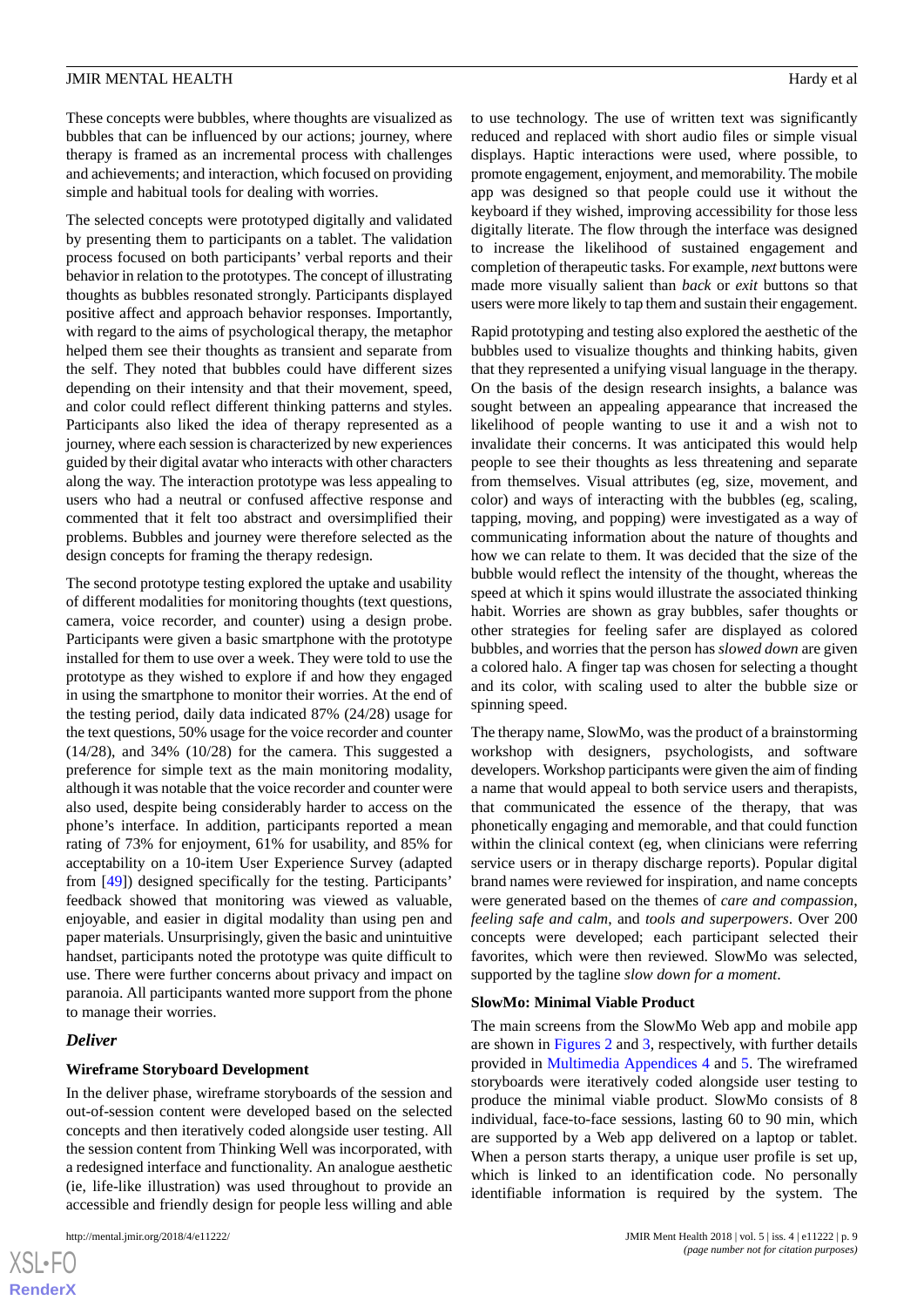These concepts were bubbles, where thoughts are visualized as bubbles that can be influenced by our actions; journey, where therapy is framed as an incremental process with challenges and achievements; and interaction, which focused on providing simple and habitual tools for dealing with worries.

The selected concepts were prototyped digitally and validated by presenting them to participants on a tablet. The validation process focused on both participants' verbal reports and their behavior in relation to the prototypes. The concept of illustrating thoughts as bubbles resonated strongly. Participants displayed positive affect and approach behavior responses. Importantly, with regard to the aims of psychological therapy, the metaphor helped them see their thoughts as transient and separate from the self. They noted that bubbles could have different sizes depending on their intensity and that their movement, speed, and color could reflect different thinking patterns and styles. Participants also liked the idea of therapy represented as a journey, where each session is characterized by new experiences guided by their digital avatar who interacts with other characters along the way. The interaction prototype was less appealing to users who had a neutral or confused affective response and commented that it felt too abstract and oversimplified their problems. Bubbles and journey were therefore selected as the design concepts for framing the therapy redesign.

The second prototype testing explored the uptake and usability of different modalities for monitoring thoughts (text questions, camera, voice recorder, and counter) using a design probe. Participants were given a basic smartphone with the prototype installed for them to use over a week. They were told to use the prototype as they wished to explore if and how they engaged in using the smartphone to monitor their worries. At the end of the testing period, daily data indicated 87% (24/28) usage for the text questions, 50% usage for the voice recorder and counter (14/28), and 34% (10/28) for the camera. This suggested a preference for simple text as the main monitoring modality, although it was notable that the voice recorder and counter were also used, despite being considerably harder to access on the phone's interface. In addition, participants reported a mean rating of 73% for enjoyment, 61% for usability, and 85% for acceptability on a 10-item User Experience Survey (adapted from [49]) designed specifically for the testing. Participants' feedback showed that monitoring was viewed as valuable, enjoyable, and easier in digital modality than using pen and paper materials. Unsurprisingly, given the basic and unintuitive handset, participants noted the prototype was quite difficult to use. There were further concerns about privacy and impact on paranoia. All participants wanted more support from the phone to manage their worries.

### *Deliver*

#### Wireframe Storyboard Development

In the deliver phase, wireframe storyboards of the session and out-of-session content were developed based on the selected concepts and then iteratively coded alongside user testing. All the session content from Thinking Well was incorporated, with a redesigned interface and functionality. An analogue aesthetic (ie, life-like illustration) was used throughout to provide an accessible and friendly design for people less willing and able to use technology. The use of written text was significantly reduced and replaced with short audio files or simple visual displays. Haptic interactions were used, where possible, to promote engagement, enjoyment, and memorability. The mobile app was designed so that people could use it without the keyboard if they wished, improving accessibility for those less digitally literate. The flow through the interface was designed to increase the likelihood of sustained engagement and completion of therapeutic tasks. For example, *next* buttons were made more visually salient than *back* or *exit* buttons so that users were more likely to tap them and sustain their engagement.

Rapid prototyping and testing also explored the aesthetic of the bubbles used to visualize thoughts and thinking habits, given that they represented a unifying visual language in the therapy. On the basis of the design research insights, a balance was sought between an appealing appearance that increased the likelihood of people wanting to use it and a wish not to invalidate their concerns. It was anticipated this would help people to see their thoughts as less threatening and separate from themselves. Visual attributes (eg, size, movement, and color) and ways of interacting with the bubbles (eg, scaling, tapping, moving, and popping) were investigated as a way of communicating information about the nature of thoughts and how we can relate to them. It was decided that the size of the bubble would reflect the intensity of the thought, whereas the speed at which it spins would illustrate the associated thinking habit. Worries are shown as gray bubbles, safer thoughts or other strategies for feeling safer are displayed as colored bubbles, and worries that the person has *slowed down* are given a colored halo. A finger tap was chosen for selecting a thought and its color, with scaling used to alter the bubble size or spinning speed.

The therapy name, SlowMo, was the product of a brainstorming workshop with designers, psychologists, and software developers. Workshop participants were given the aim of finding a name that would appeal to both service users and therapists, that communicated the essence of the therapy, that was phonetically engaging and memorable, and that could function within the clinical context (eg, when clinicians were referring service users or in therapy discharge reports). Popular digital brand names were reviewed for inspiration, and name concepts were generated based on the themes of *care and compassion*, *feeling safe and calm*, and *tools and superpowers*. Over 200 concepts were developed; each participant selected their favorites, which were then reviewed. SlowMo was selected, supported by the tagline *slow down for a moment*.

#### SlowMo: Minimal Viable Product

The main screens from the SlowMo Web app and mobile app are shown in Figures 2 and 3, respectively, with further details provided in Multimedia Appendices 4 and 5. The wireframed storyboards were iteratively coded alongside user testing to produce the minimal viable product. SlowMo consists of 8 individual, face-to-face sessions, lasting 60 to 90 min, which are supported by a Web app delivered on a laptop or tablet. When a person starts therapy, a unique user profile is set up, which is linked to an identification code. No personally identifiable information is required by the system. The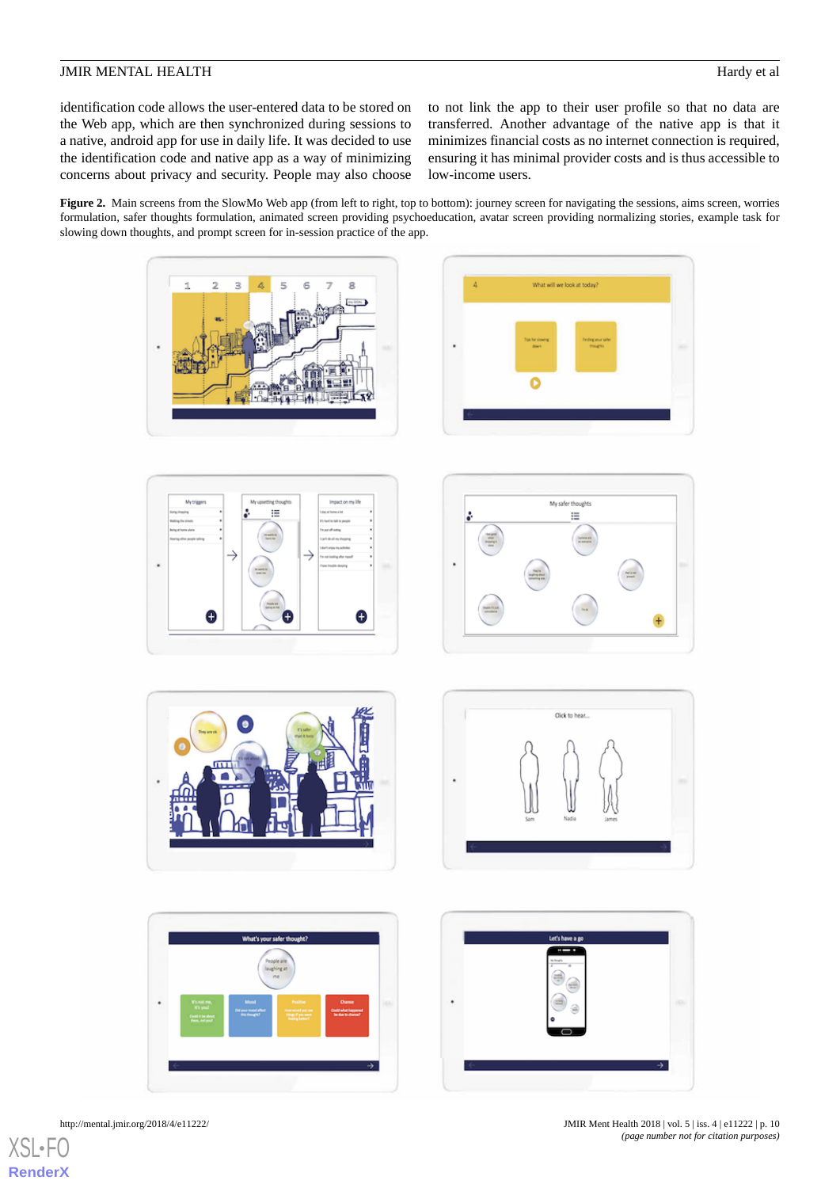identification code allows the user-entered data to be stored on the Web app, which are then synchronized during sessions to a native, android app for use in daily life. It was decided to use the identification code and native app as a way of minimizing concerns about privacy and security. People may also choose to not link the app to their user profile so that no data are transferred. Another advantage of the native app is that it minimizes financial costs as no internet connection is required, ensuring it has minimal provider costs and is thus accessible to low-income users.

**Figure 2.** Main screens from the SlowMo Web app (from left to right, top to bottom): journey screen for navigating the sessions, aims screen, worries formulation, safer thoughts formulation, animated screen providing psychoeducation, avatar screen providing normalizing stories, example task for slowing down thoughts, and prompt screen for in-session practice of the app.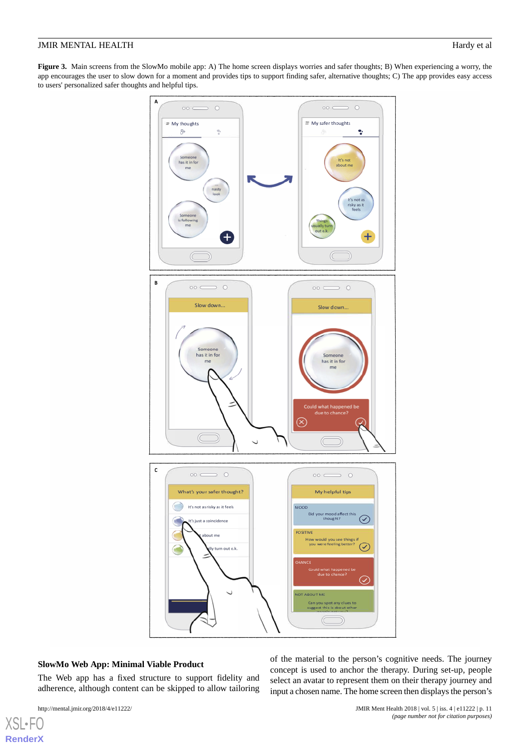**Figure 3.** Main screens from the SlowMo mobile app: A) The home screen displays worries and safer thoughts; B) When experiencing a worry, the app encourages the user to slow down for a moment and provides tips to support finding safer, alternative thoughts; C) The app provides easy access to users' personalized safer thoughts and helpful tips.

### SlowMo Web App: Minimal Viable Product

The Web app has a fixed structure to support fidelity and adherence, although content can be skipped to allow tailoring of the material to the person's cognitive needs. The journey concept is used to anchor the therapy. During set-up, people select an avatar to represent them on their therapy journey and input a chosen name. The home screen then displays the person's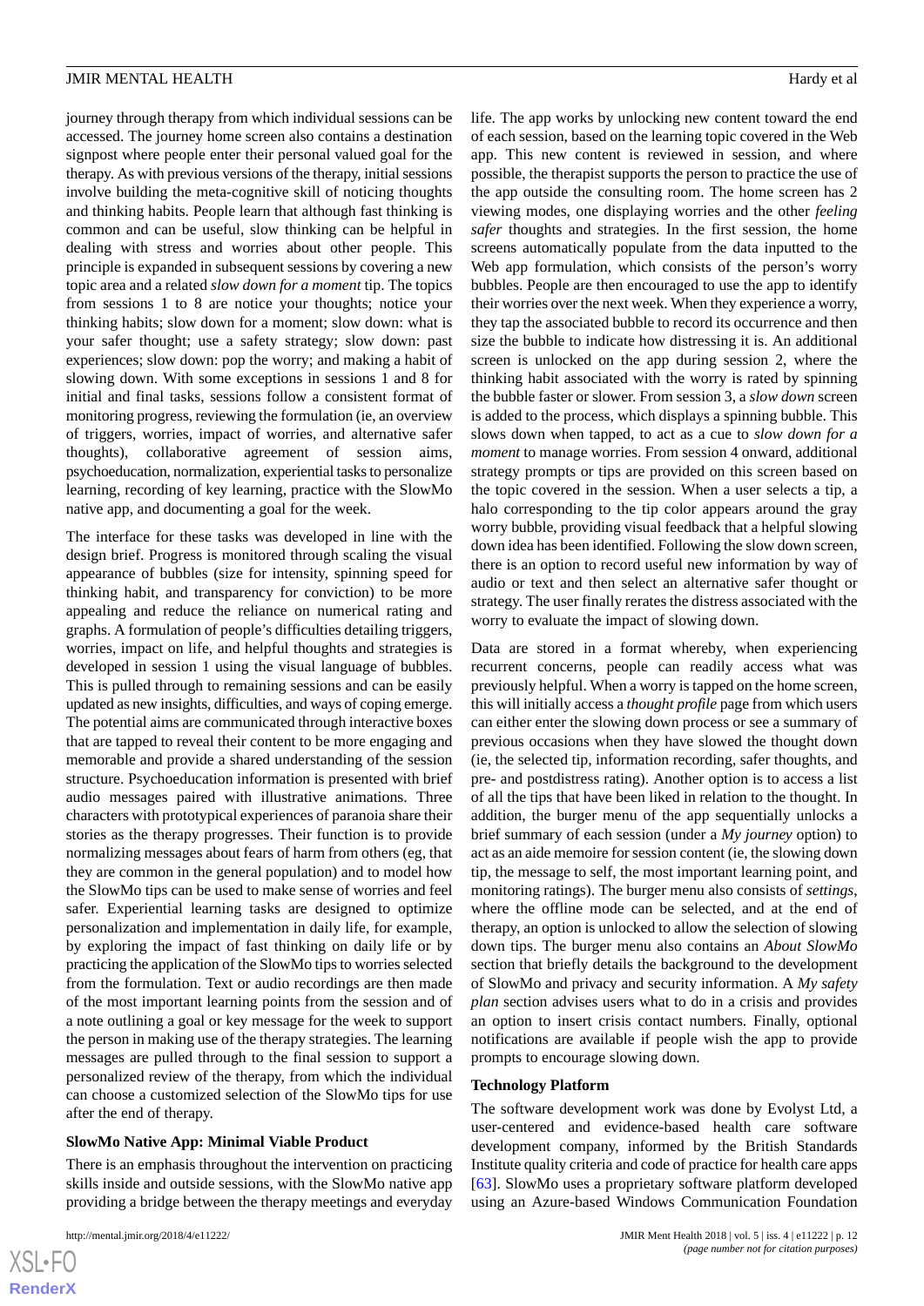journey through therapy from which individual sessions can be accessed. The journey home screen also contains a destination signpost where people enter their personal valued goal for the therapy. As with previous versions of the therapy, initial sessions involve building the meta-cognitive skill of noticing thoughts and thinking habits. People learn that although fast thinking is common and can be useful, slow thinking can be helpful in dealing with stress and worries about other people. This principle is expanded in subsequent sessions by covering a new topic area and a related *slow down for a moment* tip. The topics from sessions 1 to 8 are notice your thoughts; notice your thinking habits; slow down for a moment; slow down: what is your safer thought; use a safety strategy; slow down: past experiences; slow down: pop the worry; and making a habit of slowing down. With some exceptions in sessions 1 and 8 for initial and final tasks, sessions follow a consistent format of monitoring progress, reviewing the formulation (ie, an overview of triggers, worries, impact of worries, and alternative safer thoughts), collaborative agreement of session aims, psychoeducation, normalization, experiential tasks to personalize learning, recording of key learning, practice with the SlowMo native app, and documenting a goal for the week.

The interface for these tasks was developed in line with the design brief. Progress is monitored through scaling the visual appearance of bubbles (size for intensity, spinning speed for thinking habit, and transparency for conviction) to be more appealing and reduce the reliance on numerical rating and graphs. A formulation of people's difficulties detailing triggers, worries, impact on life, and helpful thoughts and strategies is developed in session 1 using the visual language of bubbles. This is pulled through to remaining sessions and can be easily updated as new insights, difficulties, and ways of coping emerge. The potential aims are communicated through interactive boxes that are tapped to reveal their content to be more engaging and memorable and provide a shared understanding of the session structure. Psychoeducation information is presented with brief audio messages paired with illustrative animations. Three characters with prototypical experiences of paranoia share their stories as the therapy progresses. Their function is to provide normalizing messages about fears of harm from others (eg, that they are common in the general population) and to model how the SlowMo tips can be used to make sense of worries and feel safer. Experiential learning tasks are designed to optimize personalization and implementation in daily life, for example, by exploring the impact of fast thinking on daily life or by practicing the application of the SlowMo tips to worries selected from the formulation. Text or audio recordings are then made of the most important learning points from the session and of a note outlining a goal or key message for the week to support the person in making use of the therapy strategies. The learning messages are pulled through to the final session to support a personalized review of the therapy, from which the individual can choose a customized selection of the SlowMo tips for use after the end of therapy.

### SlowMo Native App: Minimal Viable Product

There is an emphasis throughout the intervention on practicing skills inside and outside sessions, with the SlowMo native app providing a bridge between the therapy meetings and everyday life. The app works by unlocking new content toward the end of each session, based on the learning topic covered in the Web app. This new content is reviewed in session, and where possible, the therapist supports the person to practice the use of the app outside the consulting room. The home screen has 2 viewing modes, one displaying worries and the other *feeling safer* thoughts and strategies. In the first session, the home screens automatically populate from the data inputted to the Web app formulation, which consists of the person's worry bubbles. People are then encouraged to use the app to identify their worries over the next week. When they experience a worry, they tap the associated bubble to record its occurrence and then size the bubble to indicate how distressing it is. An additional screen is unlocked on the app during session 2, where the thinking habit associated with the worry is rated by spinning the bubble faster or slower. From session 3, a *slow down* screen is added to the process, which displays a spinning bubble. This slows down when tapped, to act as a cue to *slow down for a moment* to manage worries. From session 4 onward, additional strategy prompts or tips are provided on this screen based on the topic covered in the session. When a user selects a tip, a halo corresponding to the tip color appears around the gray worry bubble, providing visual feedback that a helpful slowing down idea has been identified. Following the slow down screen, there is an option to record useful new information by way of audio or text and then select an alternative safer thought or strategy. The user finally rerates the distress associated with the worry to evaluate the impact of slowing down.

Data are stored in a format whereby, when experiencing recurrent concerns, people can readily access what was previously helpful. When a worry is tapped on the home screen, this will initially access a *thought profile* page from which users can either enter the slowing down process or see a summary of previous occasions when they have slowed the thought down (ie, the selected tip, information recording, safer thoughts, and pre- and postdistress rating). Another option is to access a list of all the tips that have been liked in relation to the thought. In addition, the burger menu of the app sequentially unlocks a brief summary of each session (under a *My journey* option) to act as an aide memoire for session content (ie, the slowing down tip, the message to self, the most important learning point, and monitoring ratings). The burger menu also consists of *settings*, where the offline mode can be selected, and at the end of therapy, an option is unlocked to allow the selection of slowing down tips. The burger menu also contains an *About SlowMo* section that briefly details the background to the development of SlowMo and privacy and security information. A *My safety plan* section advises users what to do in a crisis and provides an option to insert crisis contact numbers. Finally, optional notifications are available if people wish the app to provide prompts to encourage slowing down.

### Technology Platform

The software development work was done by Evolyst Ltd, a user-centered and evidence-based health care software development company, informed by the British Standards Institute quality criteria and code of practice for health care apps [63]. SlowMo uses a proprietary software platform developed using an Azure-based Windows Communication Foundation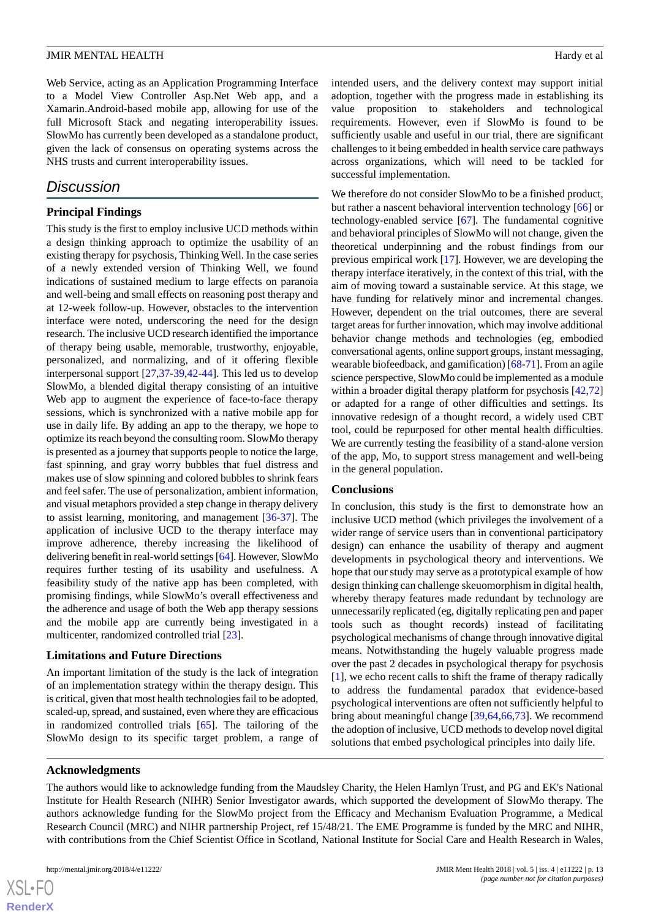Web Service, acting as an Application Programming Interface to a Model View Controller Asp.Net Web app, and a Xamarin.Android-based mobile app, allowing for use of the full Microsoft Stack and negating interoperability issues. SlowMo has currently been developed as a standalone product, given the lack of consensus on operating systems across the NHS trusts and current interoperability issues.

## Discussion

### Principal Findings

This study is the first to employ inclusive UCD methods within a design thinking approach to optimize the usability of an existing therapy for psychosis, Thinking Well. In the case series of a newly extended version of Thinking Well, we found indications of sustained medium to large effects on paranoia and well-being and small effects on reasoning post therapy and at 12-week follow-up. However, obstacles to the intervention interface were noted, underscoring the need for the design research. The inclusive UCD research identified the importance of therapy being usable, memorable, trustworthy, enjoyable, personalized, and normalizing, and of it offering flexible interpersonal support [27,37-39,42-44]. This led us to develop SlowMo, a blended digital therapy consisting of an intuitive Web app to augment the experience of face-to-face therapy sessions, which is synchronized with a native mobile app for use in daily life. By adding an app to the therapy, we hope to optimize its reach beyond the consulting room. SlowMo therapy is presented as a journey that supports people to notice the large, fast spinning, and gray worry bubbles that fuel distress and makes use of slow spinning and colored bubbles to shrink fears and feel safer. The use of personalization, ambient information, and visual metaphors provided a step change in therapy delivery to assist learning, monitoring, and management [36-37]. The application of inclusive UCD to the therapy interface may improve adherence, thereby increasing the likelihood of delivering benefit in real-world settings [64]. However, SlowMo requires further testing of its usability and usefulness. A feasibility study of the native app has been completed, with promising findings, while SlowMo's overall effectiveness and the adherence and usage of both the Web app therapy sessions and the mobile app are currently being investigated in a multicenter, randomized controlled trial [23].

### Limitations and Future Directions

An important limitation of the study is the lack of integration of an implementation strategy within the therapy design. This is critical, given that most health technologies fail to be adopted, scaled-up, spread, and sustained, even where they are efficacious in randomized controlled trials [65]. The tailoring of the SlowMo design to its specific target problem, a range of intended users, and the delivery context may support initial adoption, together with the progress made in establishing its value proposition to stakeholders and technological requirements. However, even if SlowMo is found to be sufficiently usable and useful in our trial, there are significant challenges to it being embedded in health service care pathways across organizations, which will need to be tackled for successful implementation.

We therefore do not consider SlowMo to be a finished product, but rather a nascent behavioral intervention technology [66] or technology-enabled service [67]. The fundamental cognitive and behavioral principles of SlowMo will not change, given the theoretical underpinning and the robust findings from our previous empirical work [17]. However, we are developing the therapy interface iteratively, in the context of this trial, with the aim of moving toward a sustainable service. At this stage, we have funding for relatively minor and incremental changes. However, dependent on the trial outcomes, there are several target areas for further innovation, which may involve additional behavior change methods and technologies (eg, embodied conversational agents, online support groups, instant messaging, wearable biofeedback, and gamification) [68-71]. From an agile science perspective, SlowMo could be implemented as a module within a broader digital therapy platform for psychosis [42,72] or adapted for a range of other difficulties and settings. Its innovative redesign of a thought record, a widely used CBT tool, could be repurposed for other mental health difficulties. We are currently testing the feasibility of a stand-alone version of the app, Mo, to support stress management and well-being in the general population.

### Conclusions

In conclusion, this study is the first to demonstrate how an inclusive UCD method (which privileges the involvement of a wider range of service users than in conventional participatory design) can enhance the usability of therapy and augment developments in psychological theory and interventions. We hope that our study may serve as a prototypical example of how design thinking can challenge skeuomorphism in digital health, whereby therapy features made redundant by technology are unnecessarily replicated (eg, digitally replicating pen and paper tools such as thought records) instead of facilitating psychological mechanisms of change through innovative digital means. Notwithstanding the hugely valuable progress made over the past 2 decades in psychological therapy for psychosis [1], we echo recent calls to shift the frame of therapy radically to address the fundamental paradox that evidence-based psychological interventions are often not sufficiently helpful to bring about meaningful change [39,64,66,73]. We recommend the adoption of inclusive, UCD methods to develop novel digital solutions that embed psychological principles into daily life.

### Acknowledgments

The authors would like to acknowledge funding from the Maudsley Charity, the Helen Hamlyn Trust, and PG and EK's National Institute for Health Research (NIHR) Senior Investigator awards, which supported the development of SlowMo therapy. The authors acknowledge funding for the SlowMo project from the Efficacy and Mechanism Evaluation Programme, a Medical Research Council (MRC) and NIHR partnership Project, ref 15/48/21. The EME Programme is funded by the MRC and NIHR, with contributions from the Chief Scientist Office in Scotland, National Institute for Social Care and Health Research in Wales,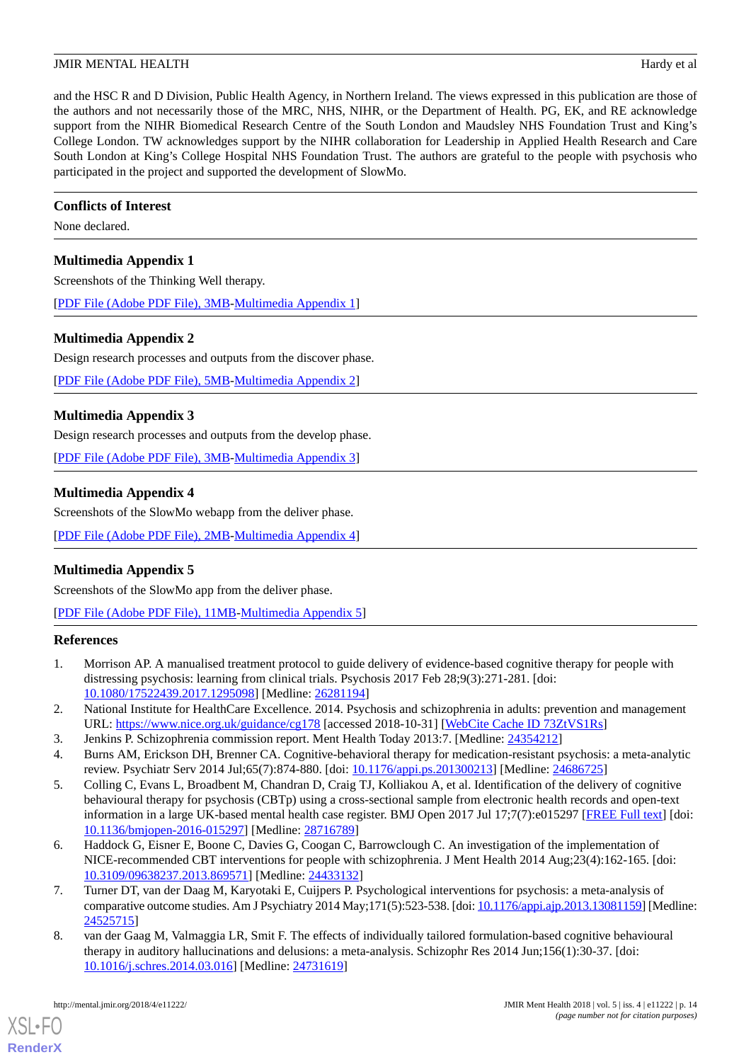and the HSC R and D Division, Public Health Agency, in Northern Ireland. The views expressed in this publication are those of the authors and not necessarily those of the MRC, NHS, NIHR, or the Department of Health. PG, EK, and RE acknowledge support from the NIHR Biomedical Research Centre of the South London and Maudsley NHS Foundation Trust and King's College London. TW acknowledges support by the NIHR collaboration for Leadership in Applied Health Research and Care South London at King's College Hospital NHS Foundation Trust. The authors are grateful to the people with psychosis who participated in the project and supported the development of SlowMo.

## Conflicts of Interest

None declared.

## Multimedia Appendix 1

Screenshots of the Thinking Well therapy.

[PDF File (Adobe PDF File), 3MB-Multimedia Appendix 1]

## Multimedia Appendix 2

Design research processes and outputs from the discover phase.

[PDF File (Adobe PDF File), 5MB-Multimedia Appendix 2]

## Multimedia Appendix 3

Design research processes and outputs from the develop phase.

[PDF File (Adobe PDF File), 3MB-Multimedia Appendix 3]

## Multimedia Appendix 4

Screenshots of the SlowMo webapp from the deliver phase.

[PDF File (Adobe PDF File), 2MB-Multimedia Appendix 4]

## Multimedia Appendix 5

Screenshots of the SlowMo app from the deliver phase.

[PDF File (Adobe PDF File), 11MB-Multimedia Appendix 5]

## References

1. Morrison AP. A manualised treatment protocol to guide delivery of evidence-based cognitive therapy for people with distressing psychosis: learning from clinical trials. Psychosis 2017 Feb 28;9(3):271-281. [doi: 10.1080/17522439.2017.1295098] [Medline: 26281194]
2. National Institute for HealthCare Excellence. 2014. Psychosis and schizophrenia in adults: prevention and management URL: https://www.nice.org.uk/guidance/cg178 [accessed 2018-10-31] [WebCite Cache ID 73ZtVS1Rs]
3. Jenkins P. Schizophrenia commission report. Ment Health Today 2013:7. [Medline: 24354212]
4. Burns AM, Erickson DH, Brenner CA. Cognitive-behavioral therapy for medication-resistant psychosis: a meta-analytic review. Psychiatr Serv 2014 Jul;65(7):874-880. [doi: 10.1176/appi.ps.201300213] [Medline: 24686725]
5. Colling C, Evans L, Broadbent M, Chandran D, Craig TJ, Kolliakou A, et al. Identification of the delivery of cognitive behavioural therapy for psychosis (CBTp) using a cross-sectional sample from electronic health records and open-text information in a large UK-based mental health case register. BMJ Open 2017 Jul 17;7(7):e015297 [FREE Full text] [doi: 10.1136/bmjopen-2016-015297] [Medline: 28716789]
6. Haddock G, Eisner E, Boone C, Davies G, Coogan C, Barrowclough C. An investigation of the implementation of NICE-recommended CBT interventions for people with schizophrenia. J Ment Health 2014 Aug;23(4):162-165. [doi: 10.3109/09638237.2013.869571] [Medline: 24433132]
7. Turner DT, van der Daag M, Karyotaki E, Cuijpers P. Psychological interventions for psychosis: a meta-analysis of comparative outcome studies. Am J Psychiatry 2014 May;171(5):523-538. [doi: 10.1176/appi.ajp.2013.13081159] [Medline: 24525715]
8. van der Gaag M, Valmaggia LR, Smit F. The effects of individually tailored formulation-based cognitive behavioural therapy in auditory hallucinations and delusions: a meta-analysis. Schizophr Res 2014 Jun;156(1):30-37. [doi: 10.1016/j.schres.2014.03.016] [Medline: 24731619]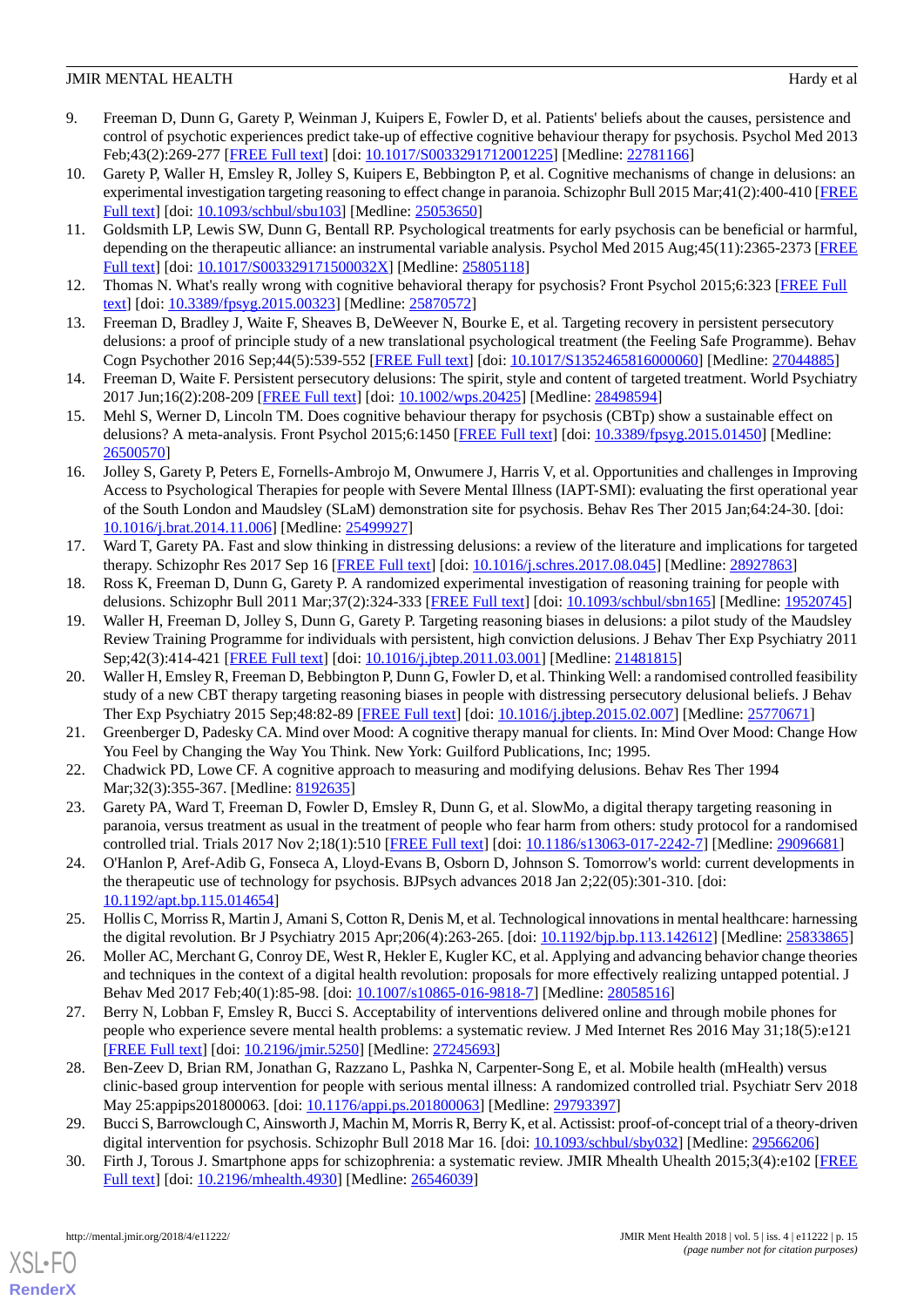9. Freeman D, Dunn G, Garety P, Weinman J, Kuipers E, Fowler D, et al. Patients' beliefs about the causes, persistence and control of psychotic experiences predict take-up of effective cognitive behaviour therapy for psychosis. Psychol Med 2013 Feb;43(2):269-277 [FREE Full text] [doi: 10.1017/S0033291712001225] [Medline: 22781166]
10. Garety P, Waller H, Emsley R, Jolley S, Kuipers E, Bebbington P, et al. Cognitive mechanisms of change in delusions: an experimental investigation targeting reasoning to effect change in paranoia. Schizophr Bull 2015 Mar;41(2):400-410 [FREE Full text] [doi: 10.1093/schbul/sbu103] [Medline: 25053650]
11. Goldsmith LP, Lewis SW, Dunn G, Bentall RP. Psychological treatments for early psychosis can be beneficial or harmful, depending on the therapeutic alliance: an instrumental variable analysis. Psychol Med 2015 Aug;45(11):2365-2373 [FREE Full text] [doi: 10.1017/S003329171500032X] [Medline: 25805118]
12. Thomas N. What's really wrong with cognitive behavioral therapy for psychosis? Front Psychol 2015;6:323 [FREE Full text] [doi: 10.3389/fpsyg.2015.00323] [Medline: 25870572]
13. Freeman D, Bradley J, Waite F, Sheaves B, DeWeever N, Bourke E, et al. Targeting recovery in persistent persecutory delusions: a proof of principle study of a new translational psychological treatment (the Feeling Safe Programme). Behav Cogn Psychother 2016 Sep;44(5):539-552 [FREE Full text] [doi: 10.1017/S1352465816000060] [Medline: 27044885]
14. Freeman D, Waite F. Persistent persecutory delusions: The spirit, style and content of targeted treatment. World Psychiatry 2017 Jun;16(2):208-209 [FREE Full text] [doi: 10.1002/wps.20425] [Medline: 28498594]
15. Mehl S, Werner D, Lincoln TM. Does cognitive behaviour therapy for psychosis (CBTp) show a sustainable effect on delusions? A meta-analysis. Front Psychol 2015;6:1450 [FREE Full text] [doi: 10.3389/fpsyg.2015.01450] [Medline: 26500570]
16. Jolley S, Garety P, Peters E, Fornells-Ambrojo M, Onwumere J, Harris V, et al. Opportunities and challenges in Improving Access to Psychological Therapies for people with Severe Mental Illness (IAPT-SMI): evaluating the first operational year of the South London and Maudsley (SLaM) demonstration site for psychosis. Behav Res Ther 2015 Jan;64:24-30. [doi: 10.1016/j.brat.2014.11.006] [Medline: 25499927]
17. Ward T, Garety PA. Fast and slow thinking in distressing delusions: a review of the literature and implications for targeted therapy. Schizophr Res 2017 Sep 16 [FREE Full text] [doi: 10.1016/j.schres.2017.08.045] [Medline: 28927863]
18. Ross K, Freeman D, Dunn G, Garety P. A randomized experimental investigation of reasoning training for people with delusions. Schizophr Bull 2011 Mar;37(2):324-333 [FREE Full text] [doi: 10.1093/schbul/sbn165] [Medline: 19520745]
19. Waller H, Freeman D, Jolley S, Dunn G, Garety P. Targeting reasoning biases in delusions: a pilot study of the Maudsley Review Training Programme for individuals with persistent, high conviction delusions. J Behav Ther Exp Psychiatry 2011 Sep;42(3):414-421 [FREE Full text] [doi: 10.1016/j.jbtep.2011.03.001] [Medline: 21481815]
20. Waller H, Emsley R, Freeman D, Bebbington P, Dunn G, Fowler D, et al. Thinking Well: a randomised controlled feasibility study of a new CBT therapy targeting reasoning biases in people with distressing persecutory delusional beliefs. J Behav Ther Exp Psychiatry 2015 Sep;48:82-89 [FREE Full text] [doi: 10.1016/j.jbtep.2015.02.007] [Medline: 25770671]
21. Greenberger D, Padesky CA. Mind over Mood: A cognitive therapy manual for clients. In: Mind Over Mood: Change How You Feel by Changing the Way You Think. New York: Guilford Publications, Inc; 1995.
22. Chadwick PD, Lowe CF. A cognitive approach to measuring and modifying delusions. Behav Res Ther 1994 Mar;32(3):355-367. [Medline: 8192635]
23. Garety PA, Ward T, Freeman D, Fowler D, Emsley R, Dunn G, et al. SlowMo, a digital therapy targeting reasoning in paranoia, versus treatment as usual in the treatment of people who fear harm from others: study protocol for a randomised controlled trial. Trials 2017 Nov 2;18(1):510 [FREE Full text] [doi: 10.1186/s13063-017-2242-7] [Medline: 29096681]
24. O'Hanlon P, Aref-Adib G, Fonseca A, Lloyd-Evans B, Osborn D, Johnson S. Tomorrow's world: current developments in the therapeutic use of technology for psychosis. BJPsych advances 2018 Jan 2;22(05):301-310. [doi: 10.1192/apt.bp.115.014654]
25. Hollis C, Morriss R, Martin J, Amani S, Cotton R, Denis M, et al. Technological innovations in mental healthcare: harnessing the digital revolution. Br J Psychiatry 2015 Apr;206(4):263-265. [doi: 10.1192/bjp.bp.113.142612] [Medline: 25833865]
26. Moller AC, Merchant G, Conroy DE, West R, Hekler E, Kugler KC, et al. Applying and advancing behavior change theories and techniques in the context of a digital health revolution: proposals for more effectively realizing untapped potential. J Behav Med 2017 Feb;40(1):85-98. [doi: 10.1007/s10865-016-9818-7] [Medline: 28058516]
27. Berry N, Lobban F, Emsley R, Bucci S. Acceptability of interventions delivered online and through mobile phones for people who experience severe mental health problems: a systematic review. J Med Internet Res 2016 May 31;18(5):e121 [FREE Full text] [doi: 10.2196/jmir.5250] [Medline: 27245693]
28. Ben-Zeev D, Brian RM, Jonathan G, Razzano L, Pashka N, Carpenter-Song E, et al. Mobile health (mHealth) versus clinic-based group intervention for people with serious mental illness: A randomized controlled trial. Psychiatr Serv 2018 May 25:appips201800063. [doi: 10.1176/appi.ps.201800063] [Medline: 29793397]
29. Bucci S, Barrowclough C, Ainsworth J, Machin M, Morris R, Berry K, et al. Actissist: proof-of-concept trial of a theory-driven digital intervention for psychosis. Schizophr Bull 2018 Mar 16. [doi: 10.1093/schbul/sby032] [Medline: 29566206]
30. Firth J, Torous J. Smartphone apps for schizophrenia: a systematic review. JMIR Mhealth Uhealth 2015;3(4):e102 [FREE Full text] [doi: 10.2196/mhealth.4930] [Medline: 26546039]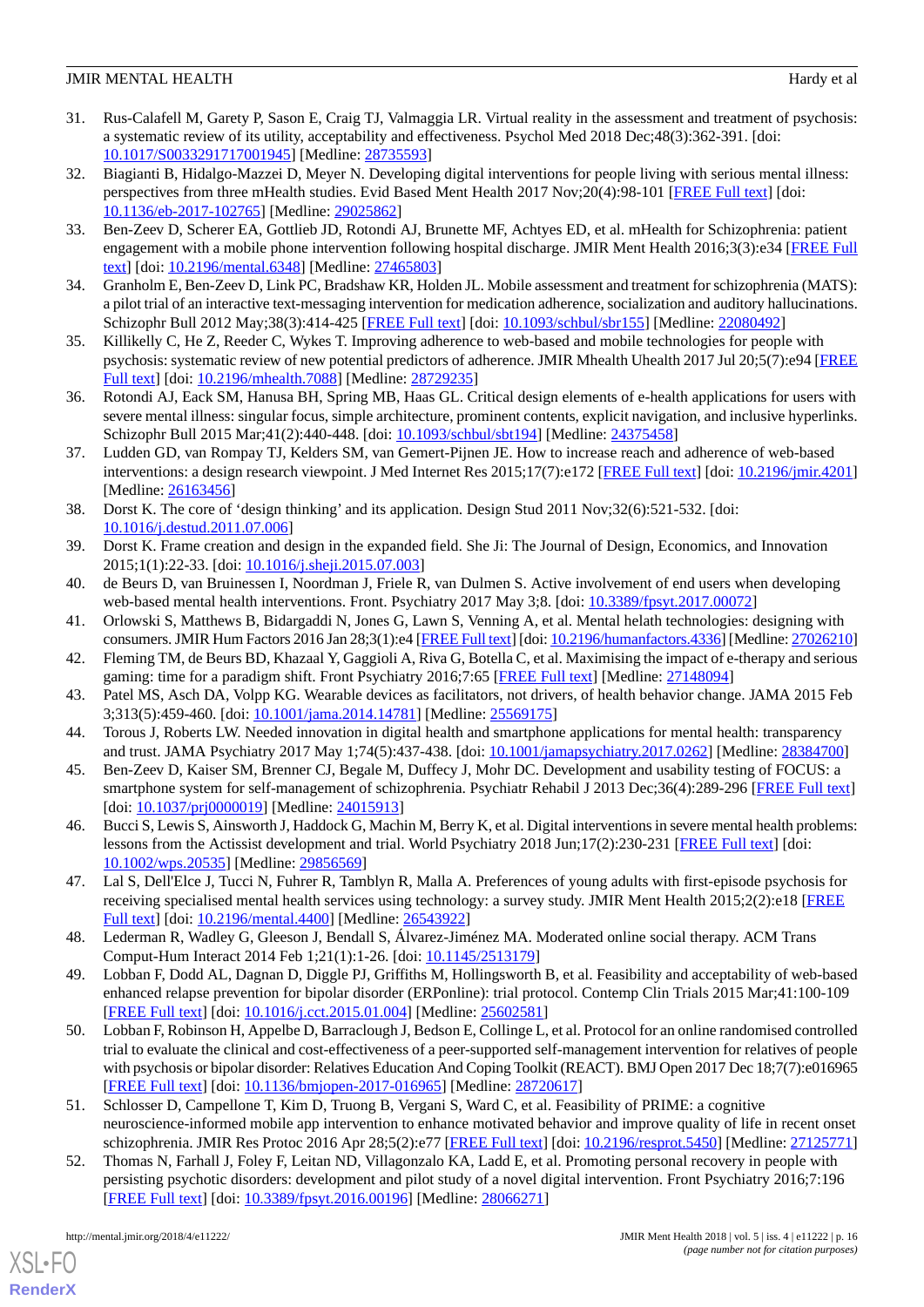31. Rus-Calafell M, Garety P, Sason E, Craig TJ, Valmaggia LR. Virtual reality in the assessment and treatment of psychosis: a systematic review of its utility, acceptability and effectiveness. Psychol Med 2018 Dec;48(3):362-391. [doi: 10.1017/S0033291717001945] [Medline: 28735593]
32. Biagianti B, Hidalgo-Mazzei D, Meyer N. Developing digital interventions for people living with serious mental illness: perspectives from three mHealth studies. Evid Based Ment Health 2017 Nov;20(4):98-101 [FREE Full text] [doi: 10.1136/eb-2017-102765] [Medline: 29025862]
33. Ben-Zeev D, Scherer EA, Gottlieb JD, Rotondi AJ, Brunette MF, Achtyes ED, et al. mHealth for Schizophrenia: patient engagement with a mobile phone intervention following hospital discharge. JMIR Ment Health 2016;3(3):e34 [FREE Full text] [doi: 10.2196/mental.6348] [Medline: 27465803]
34. Granholm E, Ben-Zeev D, Link PC, Bradshaw KR, Holden JL. Mobile assessment and treatment for schizophrenia (MATS): a pilot trial of an interactive text-messaging intervention for medication adherence, socialization and auditory hallucinations. Schizophr Bull 2012 May;38(3):414-425 [FREE Full text] [doi: 10.1093/schbul/sbr155] [Medline: 22080492]
35. Killikelly C, He Z, Reeder C, Wykes T. Improving adherence to web-based and mobile technologies for people with psychosis: systematic review of new potential predictors of adherence. JMIR Mhealth Uhealth 2017 Jul 20;5(7):e94 [FREE Full text] [doi: 10.2196/mhealth.7088] [Medline: 28729235]
36. Rotondi AJ, Eack SM, Hanusa BH, Spring MB, Haas GL. Critical design elements of e-health applications for users with severe mental illness: singular focus, simple architecture, prominent contents, explicit navigation, and inclusive hyperlinks. Schizophr Bull 2015 Mar;41(2):440-448. [doi: 10.1093/schbul/sbt194] [Medline: 24375458]
37. Ludden GD, van Rompay TJ, Kelders SM, van Gemert-Pijnen JE. How to increase reach and adherence of web-based interventions: a design research viewpoint. J Med Internet Res 2015;17(7):e172 [FREE Full text] [doi: 10.2196/jmir.4201] [Medline: 26163456]
38. Dorst K. The core of 'design thinking' and its application. Design Stud 2011 Nov;32(6):521-532. [doi: 10.1016/j.destud.2011.07.006]
39. Dorst K. Frame creation and design in the expanded field. She Ji: The Journal of Design, Economics, and Innovation 2015;1(1):22-33. [doi: 10.1016/j.sheji.2015.07.003]
40. de Beurs D, van Bruinessen I, Noordman J, Friele R, van Dulmen S. Active involvement of end users when developing web-based mental health interventions. Front. Psychiatry 2017 May 3;8. [doi: 10.3389/fpsyt.2017.00072]
41. Orlowski S, Matthews B, Bidargaddi N, Jones G, Lawn S, Venning A, et al. Mental helath technologies: designing with consumers. JMIR Hum Factors 2016 Jan 28;3(1):e4 [FREE Full text] [doi: 10.2196/humanfactors.4336] [Medline: 27026210]
42. Fleming TM, de Beurs BD, Khazaal Y, Gaggioli A, Riva G, Botella C, et al. Maximising the impact of e-therapy and serious gaming: time for a paradigm shift. Front Psychiatry 2016;7:65 [FREE Full text] [Medline: 27148094]
43. Patel MS, Asch DA, Volpp KG. Wearable devices as facilitators, not drivers, of health behavior change. JAMA 2015 Feb 3;313(5):459-460. [doi: 10.1001/jama.2014.14781] [Medline: 25569175]
44. Torous J, Roberts LW. Needed innovation in digital health and smartphone applications for mental health: transparency and trust. JAMA Psychiatry 2017 May 1;74(5):437-438. [doi: 10.1001/jamapsychiatry.2017.0262] [Medline: 28384700]
45. Ben-Zeev D, Kaiser SM, Brenner CJ, Begale M, Duffecy J, Mohr DC. Development and usability testing of FOCUS: a smartphone system for self-management of schizophrenia. Psychiatr Rehabil J 2013 Dec;36(4):289-296 [FREE Full text] [doi: 10.1037/prj0000019] [Medline: 24015913]
46. Bucci S, Lewis S, Ainsworth J, Haddock G, Machin M, Berry K, et al. Digital interventions in severe mental health problems: lessons from the Actissist development and trial. World Psychiatry 2018 Jun;17(2):230-231 [FREE Full text] [doi: 10.1002/wps.20535] [Medline: 29856569]
47. Lal S, Dell'Elce J, Tucci N, Fuhrer R, Tamblyn R, Malla A. Preferences of young adults with first-episode psychosis for receiving specialised mental health services using technology: a survey study. JMIR Ment Health 2015;2(2):e18 [FREE Full text] [doi: 10.2196/mental.4400] [Medline: 26543922]
48. Lederman R, Wadley G, Gleeson J, Bendall S, Álvarez-Jiménez MA. Moderated online social therapy. ACM Trans Comput-Hum Interact 2014 Feb 1;21(1):1-26. [doi: 10.1145/2513179]
49. Lobban F, Dodd AL, Dagnan D, Diggle PJ, Griffiths M, Hollingsworth B, et al. Feasibility and acceptability of web-based enhanced relapse prevention for bipolar disorder (ERPonline): trial protocol. Contemp Clin Trials 2015 Mar;41:100-109 [FREE Full text] [doi: 10.1016/j.cct.2015.01.004] [Medline: 25602581]
50. Lobban F, Robinson H, Appelbe D, Barraclough J, Bedson E, Collinge L, et al. Protocol for an online randomised controlled trial to evaluate the clinical and cost-effectiveness of a peer-supported self-management intervention for relatives of people with psychosis or bipolar disorder: Relatives Education And Coping Toolkit (REACT). BMJ Open 2017 Dec 18;7(7):e016965 [FREE Full text] [doi: 10.1136/bmjopen-2017-016965] [Medline: 28720617]
51. Schlosser D, Campellone T, Kim D, Truong B, Vergani S, Ward C, et al. Feasibility of PRIME: a cognitive neuroscience-informed mobile app intervention to enhance motivated behavior and improve quality of life in recent onset schizophrenia. JMIR Res Protoc 2016 Apr 28;5(2):e77 [FREE Full text] [doi: 10.2196/resprot.5450] [Medline: 27125771]
52. Thomas N, Farhall J, Foley F, Leitan ND, Villagonzalo KA, Ladd E, et al. Promoting personal recovery in people with persisting psychotic disorders: development and pilot study of a novel digital intervention. Front Psychiatry 2016;7:196 [FREE Full text] [doi: 10.3389/fpsyt.2016.00196] [Medline: 28066271]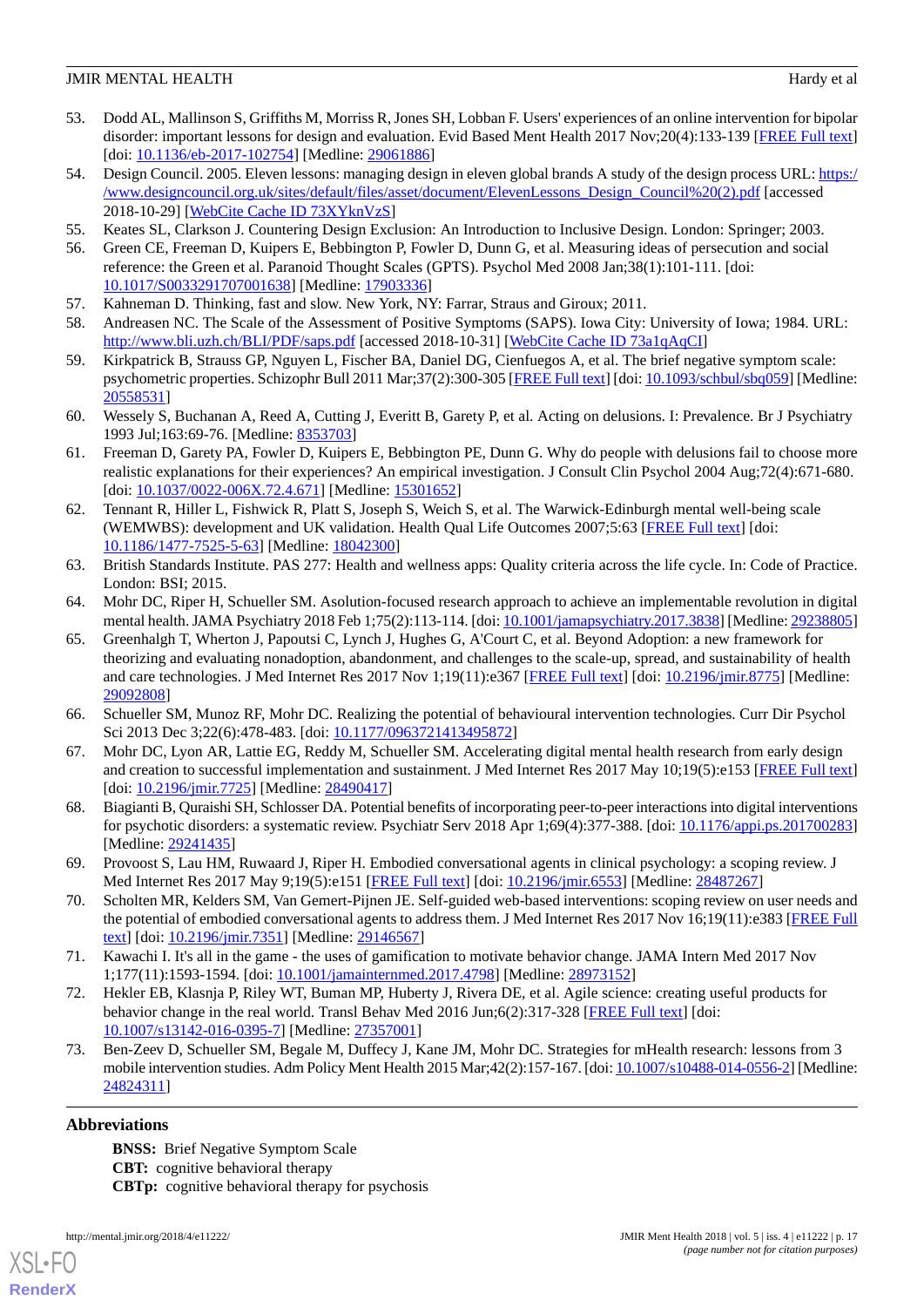53. Dodd AL, Mallinson S, Griffiths M, Morriss R, Jones SH, Lobban F. Users' experiences of an online intervention for bipolar disorder: important lessons for design and evaluation. Evid Based Ment Health 2017 Nov;20(4):133-139 [FREE Full text] [doi: 10.1136/eb-2017-102754] [Medline: 29061886]
54. Design Council. 2005. Eleven lessons: managing design in eleven global brands A study of the design process URL: https://www.designcouncil.org.uk/sites/default/files/asset/document/ElevenLessons_Design_Council%20(2).pdf [accessed 2018-10-29] [WebCite Cache ID 73XYknVzS]
55. Keates SL, Clarkson J. Countering Design Exclusion: An Introduction to Inclusive Design. London: Springer; 2003.
56. Green CE, Freeman D, Kuipers E, Bebbington P, Fowler D, Dunn G, et al. Measuring ideas of persecution and social reference: the Green et al. Paranoid Thought Scales (GPTS). Psychol Med 2008 Jan;38(1):101-111. [doi: 10.1017/S0033291707001638] [Medline: 17903336]
57. Kahneman D. Thinking, fast and slow. New York, NY: Farrar, Straus and Giroux; 2011.
58. Andreasen NC. The Scale of the Assessment of Positive Symptoms (SAPS). Iowa City: University of Iowa; 1984. URL: http://www.bli.uzh.ch/BLI/PDF/saps.pdf [accessed 2018-10-31] [WebCite Cache ID 73a1qAqCI]
59. Kirkpatrick B, Strauss GP, Nguyen L, Fischer BA, Daniel DG, Cienfuegos A, et al. The brief negative symptom scale: psychometric properties. Schizophr Bull 2011 Mar;37(2):300-305 [FREE Full text] [doi: 10.1093/schbul/sbq059] [Medline: 20558531]
60. Wessely S, Buchanan A, Reed A, Cutting J, Everitt B, Garety P, et al. Acting on delusions. I: Prevalence. Br J Psychiatry 1993 Jul;163:69-76. [Medline: 8353703]
61. Freeman D, Garety PA, Fowler D, Kuipers E, Bebbington PE, Dunn G. Why do people with delusions fail to choose more realistic explanations for their experiences? An empirical investigation. J Consult Clin Psychol 2004 Aug;72(4):671-680. [doi: 10.1037/0022-006X.72.4.671] [Medline: 15301652]
62. Tennant R, Hiller L, Fishwick R, Platt S, Joseph S, Weich S, et al. The Warwick-Edinburgh mental well-being scale (WEMWBS): development and UK validation. Health Qual Life Outcomes 2007;5:63 [FREE Full text] [doi: 10.1186/1477-7525-5-63] [Medline: 18042300]
63. British Standards Institute. PAS 277: Health and wellness apps: Quality criteria across the life cycle. In: Code of Practice. London: BSI; 2015.
64. Mohr DC, Riper H, Schueller SM. Asolution-focused research approach to achieve an implementable revolution in digital mental health. JAMA Psychiatry 2018 Feb 1;75(2):113-114. [doi: 10.1001/jamapsychiatry.2017.3838] [Medline: 29238805]
65. Greenhalgh T, Wherton J, Papoutsi C, Lynch J, Hughes G, A'Court C, et al. Beyond Adoption: a new framework for theorizing and evaluating nonadoption, abandonment, and challenges to the scale-up, spread, and sustainability of health and care technologies. J Med Internet Res 2017 Nov 1;19(11):e367 [FREE Full text] [doi: 10.2196/jmir.8775] [Medline: 29092808]
66. Schueller SM, Munoz RF, Mohr DC. Realizing the potential of behavioural intervention technologies. Curr Dir Psychol Sci 2013 Dec 3;22(6):478-483. [doi: 10.1177/0963721413495872]
67. Mohr DC, Lyon AR, Lattie EG, Reddy M, Schueller SM. Accelerating digital mental health research from early design and creation to successful implementation and sustainment. J Med Internet Res 2017 May 10;19(5):e153 [FREE Full text] [doi: 10.2196/jmir.7725] [Medline: 28490417]
68. Biagianti B, Quraishi SH, Schlosser DA. Potential benefits of incorporating peer-to-peer interactions into digital interventions for psychotic disorders: a systematic review. Psychiatr Serv 2018 Apr 1;69(4):377-388. [doi: 10.1176/appi.ps.201700283] [Medline: 29241435]
69. Provoost S, Lau HM, Ruwaard J, Riper H. Embodied conversational agents in clinical psychology: a scoping review. J Med Internet Res 2017 May 9;19(5):e151 [FREE Full text] [doi: 10.2196/jmir.6553] [Medline: 28487267]
70. Scholten MR, Kelders SM, Van Gemert-Pijnen JE. Self-guided web-based interventions: scoping review on user needs and the potential of embodied conversational agents to address them. J Med Internet Res 2017 Nov 16;19(11):e383 [FREE Full text] [doi: 10.2196/jmir.7351] [Medline: 29146567]
71. Kawachi I. It's all in the game - the uses of gamification to motivate behavior change. JAMA Intern Med 2017 Nov 1;177(11):1593-1594. [doi: 10.1001/jamainternmed.2017.4798] [Medline: 28973152]
72. Hekler EB, Klasnja P, Riley WT, Buman MP, Huberty J, Rivera DE, et al. Agile science: creating useful products for behavior change in the real world. Transl Behav Med 2016 Jun;6(2):317-328 [FREE Full text] [doi: 10.1007/s13142-016-0395-7] [Medline: 27357001]
73. Ben-Zeev D, Schueller SM, Begale M, Duffecy J, Kane JM, Mohr DC. Strategies for mHealth research: lessons from 3 mobile intervention studies. Adm Policy Ment Health 2015 Mar;42(2):157-167. [doi: 10.1007/s10488-014-0556-2] [Medline: 24824311]

## Abbreviations

**BNSS:** Brief Negative Symptom Scale
**CBT:** cognitive behavioral therapy
**CBTp:** cognitive behavioral therapy for psychosis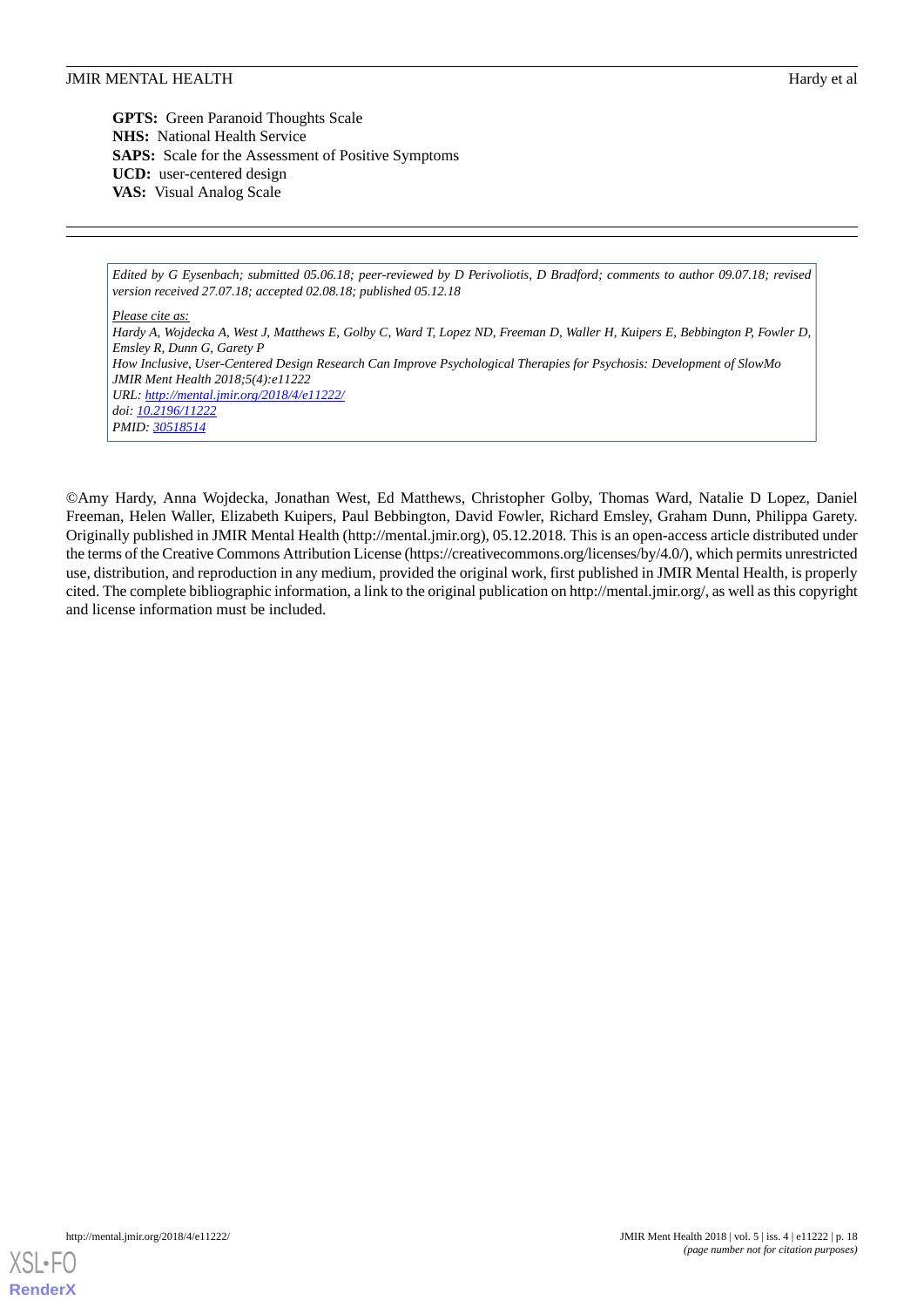**GPTS:** Green Paranoid Thoughts Scale
**NHS:** National Health Service
**SAPS:** Scale for the Assessment of Positive Symptoms
**UCD:** user-centered design
**VAS:** Visual Analog Scale

---

*Edited by G Eysenbach; submitted 05.06.18; peer-reviewed by D Perivoliotis, D Bradford; comments to author 09.07.18; revised version received 27.07.18; accepted 02.08.18; published 05.12.18*

*Please cite as:*
*Hardy A, Wojdecka A, West J, Matthews E, Golby C, Ward T, Lopez ND, Freeman D, Waller H, Kuipers E, Bebbington P, Fowler D, Emsley R, Dunn G, Garety P*
*How Inclusive, User-Centered Design Research Can Improve Psychological Therapies for Psychosis: Development of SlowMo*
*JMIR Ment Health 2018;5(4):e11222*
*URL: http://mental.jmir.org/2018/4/e11222/*
*doi: 10.2196/11222*
*PMID: 30518514*

©Amy Hardy, Anna Wojdecka, Jonathan West, Ed Matthews, Christopher Golby, Thomas Ward, Natalie D Lopez, Daniel Freeman, Helen Waller, Elizabeth Kuipers, Paul Bebbington, David Fowler, Richard Emsley, Graham Dunn, Philippa Garety. Originally published in JMIR Mental Health (http://mental.jmir.org), 05.12.2018. This is an open-access article distributed under the terms of the Creative Commons Attribution License (https://creativecommons.org/licenses/by/4.0/), which permits unrestricted use, distribution, and reproduction in any medium, provided the original work, first published in JMIR Mental Health, is properly cited. The complete bibliographic information, a link to the original publication on http://mental.jmir.org/, as well as this copyright and license information must be included.